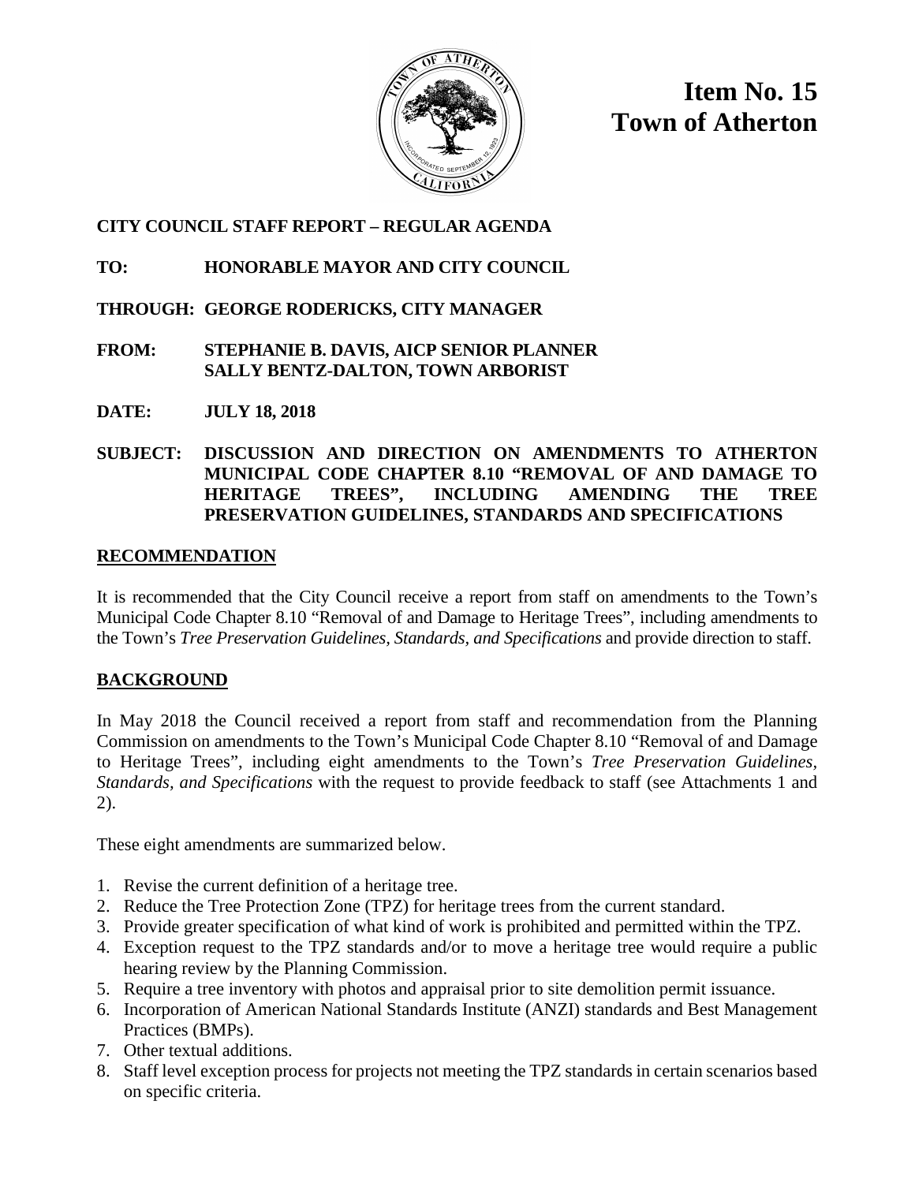# Item No. 15
# Town of Atherton

**CITY COUNCIL STAFF REPORT – REGULAR AGENDA**

**TO:** HONORABLE MAYOR AND CITY COUNCIL

**THROUGH:** GEORGE RODERICKS, CITY MANAGER

**FROM:** STEPHANIE B. DAVIS, AICP SENIOR PLANNER
SALLY BENTZ-DALTON, TOWN ARBORIST

**DATE:** JULY 18, 2018

**SUBJECT:** DISCUSSION AND DIRECTION ON AMENDMENTS TO ATHERTON MUNICIPAL CODE CHAPTER 8.10 "REMOVAL OF AND DAMAGE TO HERITAGE TREES", INCLUDING AMENDING THE TREE PRESERVATION GUIDELINES, STANDARDS AND SPECIFICATIONS

## RECOMMENDATION

It is recommended that the City Council receive a report from staff on amendments to the Town's Municipal Code Chapter 8.10 "Removal of and Damage to Heritage Trees", including amendments to the Town's *Tree Preservation Guidelines, Standards, and Specifications* and provide direction to staff.

## BACKGROUND

In May 2018 the Council received a report from staff and recommendation from the Planning Commission on amendments to the Town's Municipal Code Chapter 8.10 "Removal of and Damage to Heritage Trees", including eight amendments to the Town's *Tree Preservation Guidelines, Standards, and Specifications* with the request to provide feedback to staff (see Attachments 1 and 2).

These eight amendments are summarized below.

1. Revise the current definition of a heritage tree.
2. Reduce the Tree Protection Zone (TPZ) for heritage trees from the current standard.
3. Provide greater specification of what kind of work is prohibited and permitted within the TPZ.
4. Exception request to the TPZ standards and/or to move a heritage tree would require a public hearing review by the Planning Commission.
5. Require a tree inventory with photos and appraisal prior to site demolition permit issuance.
6. Incorporation of American National Standards Institute (ANZI) standards and Best Management Practices (BMPs).
7. Other textual additions.
8. Staff level exception process for projects not meeting the TPZ standards in certain scenarios based on specific criteria.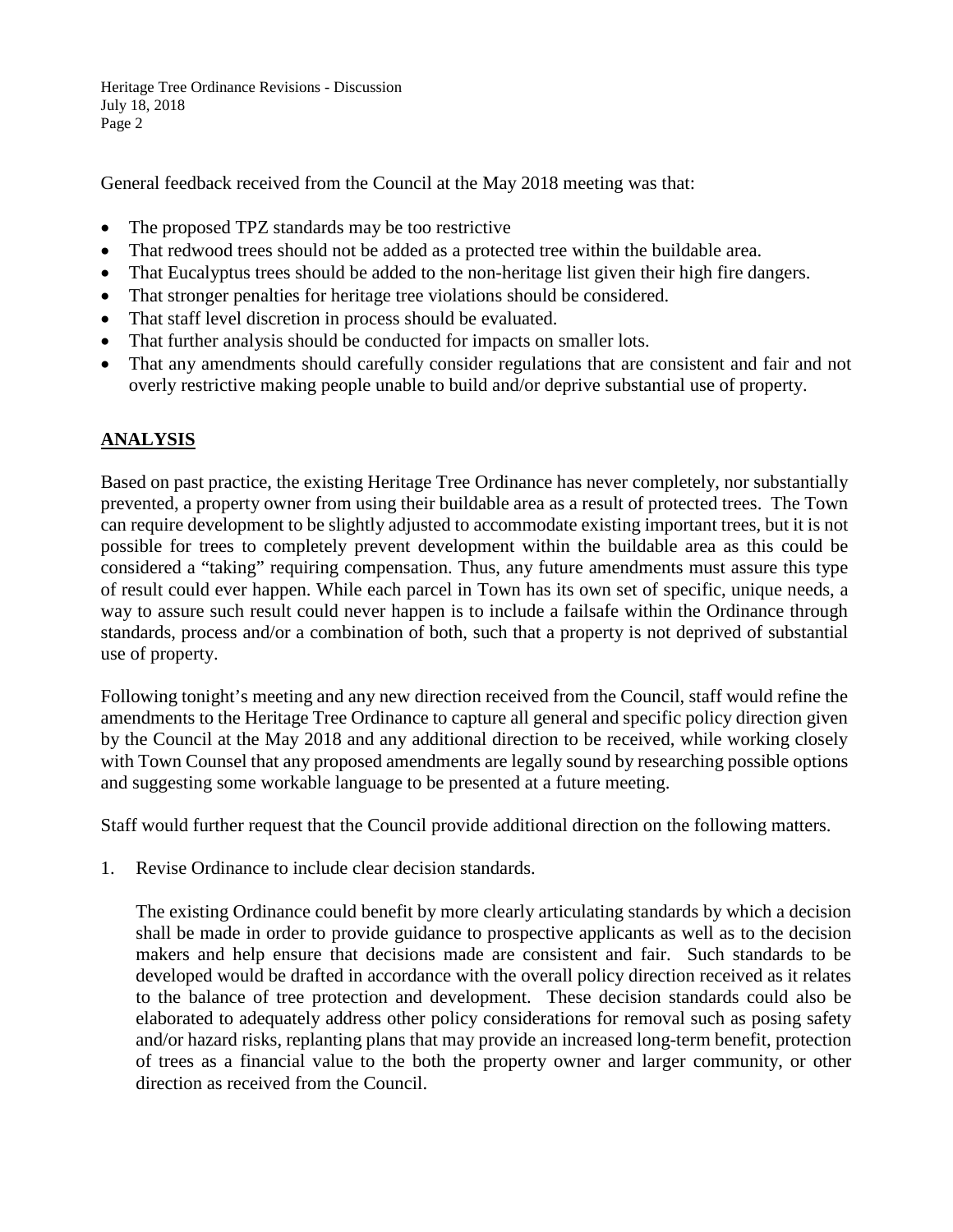General feedback received from the Council at the May 2018 meeting was that:

- The proposed TPZ standards may be too restrictive
- That redwood trees should not be added as a protected tree within the buildable area.
- That Eucalyptus trees should be added to the non-heritage list given their high fire dangers.
- That stronger penalties for heritage tree violations should be considered.
- That staff level discretion in process should be evaluated.
- That further analysis should be conducted for impacts on smaller lots.
- That any amendments should carefully consider regulations that are consistent and fair and not overly restrictive making people unable to build and/or deprive substantial use of property.

## ANALYSIS

Based on past practice, the existing Heritage Tree Ordinance has never completely, nor substantially prevented, a property owner from using their buildable area as a result of protected trees. The Town can require development to be slightly adjusted to accommodate existing important trees, but it is not possible for trees to completely prevent development within the buildable area as this could be considered a "taking" requiring compensation. Thus, any future amendments must assure this type of result could ever happen. While each parcel in Town has its own set of specific, unique needs, a way to assure such result could never happen is to include a failsafe within the Ordinance through standards, process and/or a combination of both, such that a property is not deprived of substantial use of property.

Following tonight's meeting and any new direction received from the Council, staff would refine the amendments to the Heritage Tree Ordinance to capture all general and specific policy direction given by the Council at the May 2018 and any additional direction to be received, while working closely with Town Counsel that any proposed amendments are legally sound by researching possible options and suggesting some workable language to be presented at a future meeting.

Staff would further request that the Council provide additional direction on the following matters.

1. Revise Ordinance to include clear decision standards.

   The existing Ordinance could benefit by more clearly articulating standards by which a decision shall be made in order to provide guidance to prospective applicants as well as to the decision makers and help ensure that decisions made are consistent and fair. Such standards to be developed would be drafted in accordance with the overall policy direction received as it relates to the balance of tree protection and development. These decision standards could also be elaborated to adequately address other policy considerations for removal such as posing safety and/or hazard risks, replanting plans that may provide an increased long-term benefit, protection of trees as a financial value to the both the property owner and larger community, or other direction as received from the Council.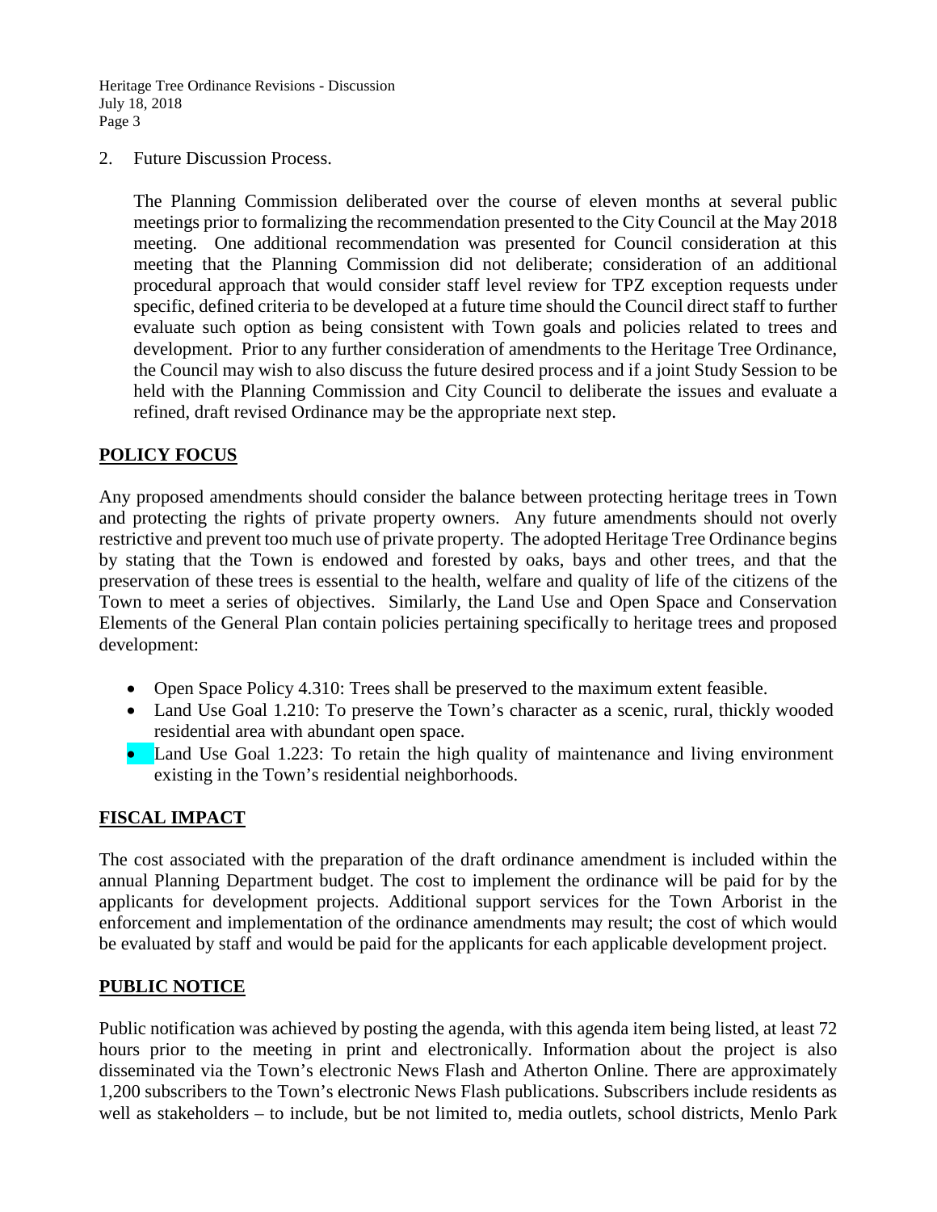2. Future Discussion Process.

   The Planning Commission deliberated over the course of eleven months at several public meetings prior to formalizing the recommendation presented to the City Council at the May 2018 meeting. One additional recommendation was presented for Council consideration at this meeting that the Planning Commission did not deliberate; consideration of an additional procedural approach that would consider staff level review for TPZ exception requests under specific, defined criteria to be developed at a future time should the Council direct staff to further evaluate such option as being consistent with Town goals and policies related to trees and development. Prior to any further consideration of amendments to the Heritage Tree Ordinance, the Council may wish to also discuss the future desired process and if a joint Study Session to be held with the Planning Commission and City Council to deliberate the issues and evaluate a refined, draft revised Ordinance may be the appropriate next step.

## POLICY FOCUS

Any proposed amendments should consider the balance between protecting heritage trees in Town and protecting the rights of private property owners. Any future amendments should not overly restrictive and prevent too much use of private property. The adopted Heritage Tree Ordinance begins by stating that the Town is endowed and forested by oaks, bays and other trees, and that the preservation of these trees is essential to the health, welfare and quality of life of the citizens of the Town to meet a series of objectives. Similarly, the Land Use and Open Space and Conservation Elements of the General Plan contain policies pertaining specifically to heritage trees and proposed development:

- Open Space Policy 4.310: Trees shall be preserved to the maximum extent feasible.
- Land Use Goal 1.210: To preserve the Town's character as a scenic, rural, thickly wooded residential area with abundant open space.
- Land Use Goal 1.223: To retain the high quality of maintenance and living environment existing in the Town's residential neighborhoods.

## FISCAL IMPACT

The cost associated with the preparation of the draft ordinance amendment is included within the annual Planning Department budget. The cost to implement the ordinance will be paid for by the applicants for development projects. Additional support services for the Town Arborist in the enforcement and implementation of the ordinance amendments may result; the cost of which would be evaluated by staff and would be paid for the applicants for each applicable development project.

## PUBLIC NOTICE

Public notification was achieved by posting the agenda, with this agenda item being listed, at least 72 hours prior to the meeting in print and electronically. Information about the project is also disseminated via the Town's electronic News Flash and Atherton Online. There are approximately 1,200 subscribers to the Town's electronic News Flash publications. Subscribers include residents as well as stakeholders – to include, but be not limited to, media outlets, school districts, Menlo Park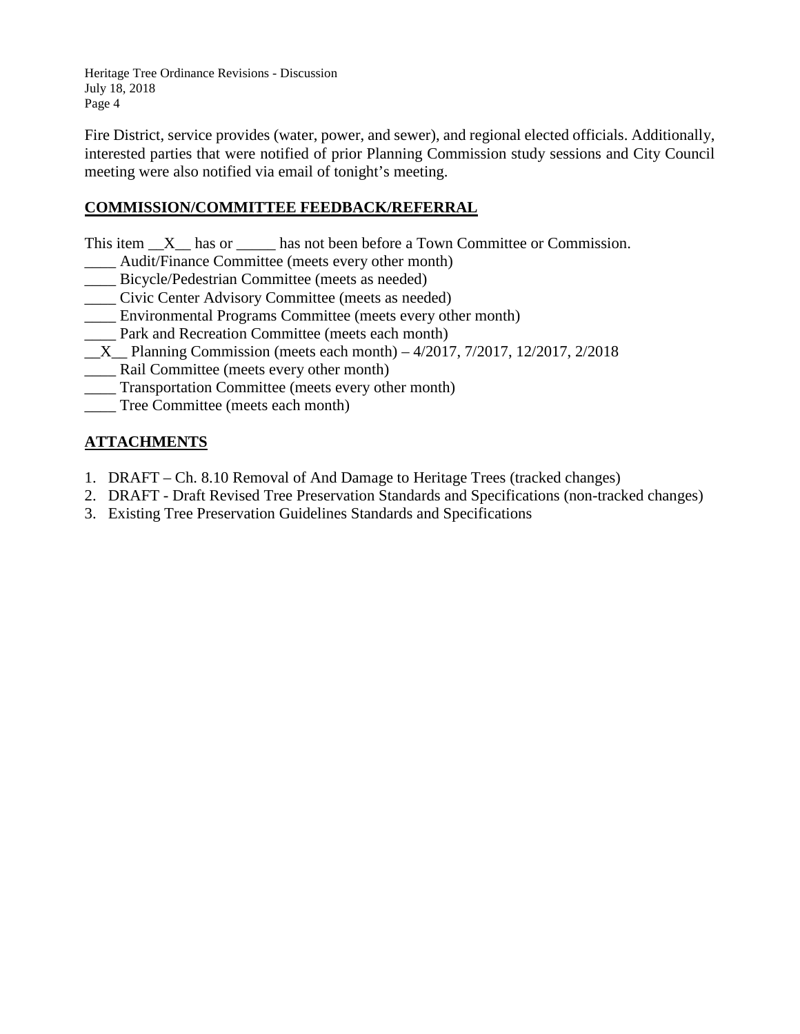Fire District, service provides (water, power, and sewer), and regional elected officials. Additionally, interested parties that were notified of prior Planning Commission study sessions and City Council meeting were also notified via email of tonight's meeting.

## COMMISSION/COMMITTEE FEEDBACK/REFERRAL

This item __X__ has or _____ has not been before a Town Committee or Commission.

____ Audit/Finance Committee (meets every other month)
____ Bicycle/Pedestrian Committee (meets as needed)
____ Civic Center Advisory Committee (meets as needed)
____ Environmental Programs Committee (meets every other month)
____ Park and Recreation Committee (meets each month)
__X__ Planning Commission (meets each month) – 4/2017, 7/2017, 12/2017, 2/2018
____ Rail Committee (meets every other month)
____ Transportation Committee (meets every other month)
____ Tree Committee (meets each month)

## ATTACHMENTS

1. DRAFT – Ch. 8.10 Removal of And Damage to Heritage Trees (tracked changes)
2. DRAFT - Draft Revised Tree Preservation Standards and Specifications (non-tracked changes)
3. Existing Tree Preservation Guidelines Standards and Specifications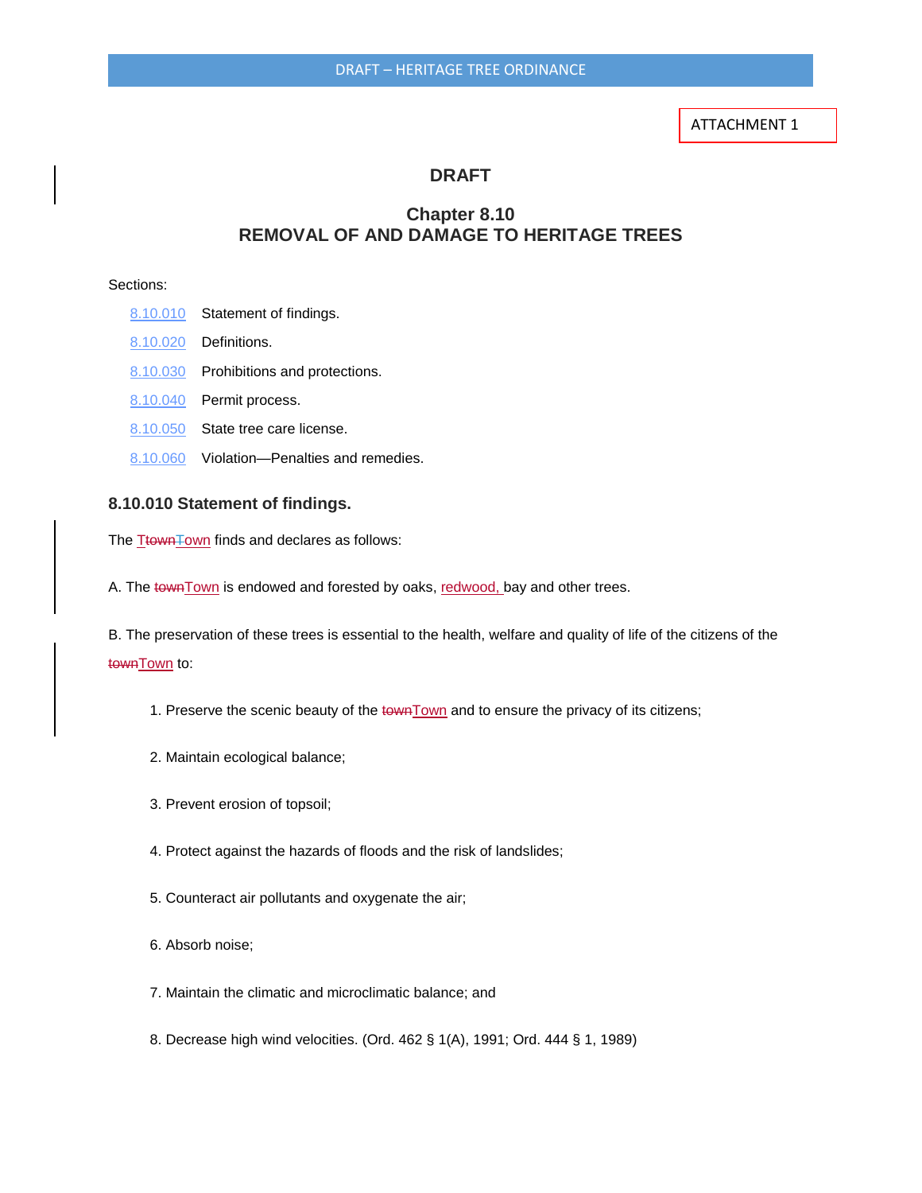ATTACHMENT 1

# DRAFT

## Chapter 8.10
## REMOVAL OF AND DAMAGE TO HERITAGE TREES

Sections:

- 8.10.010 Statement of findings.
- 8.10.020 Definitions.
- 8.10.030 Prohibitions and protections.
- 8.10.040 Permit process.
- 8.10.050 State tree care license.
- 8.10.060 Violation—Penalties and remedies.

### 8.10.010 Statement of findings.

The Town finds and declares as follows:

A. The Town is endowed and forested by oaks, redwood, bay and other trees.

B. The preservation of these trees is essential to the health, welfare and quality of life of the citizens of the Town to:

1. Preserve the scenic beauty of the Town and to ensure the privacy of its citizens;

2. Maintain ecological balance;

3. Prevent erosion of topsoil;

4. Protect against the hazards of floods and the risk of landslides;

5. Counteract air pollutants and oxygenate the air;

6. Absorb noise;

7. Maintain the climatic and microclimatic balance; and

8. Decrease high wind velocities. (Ord. 462 § 1(A), 1991; Ord. 444 § 1, 1989)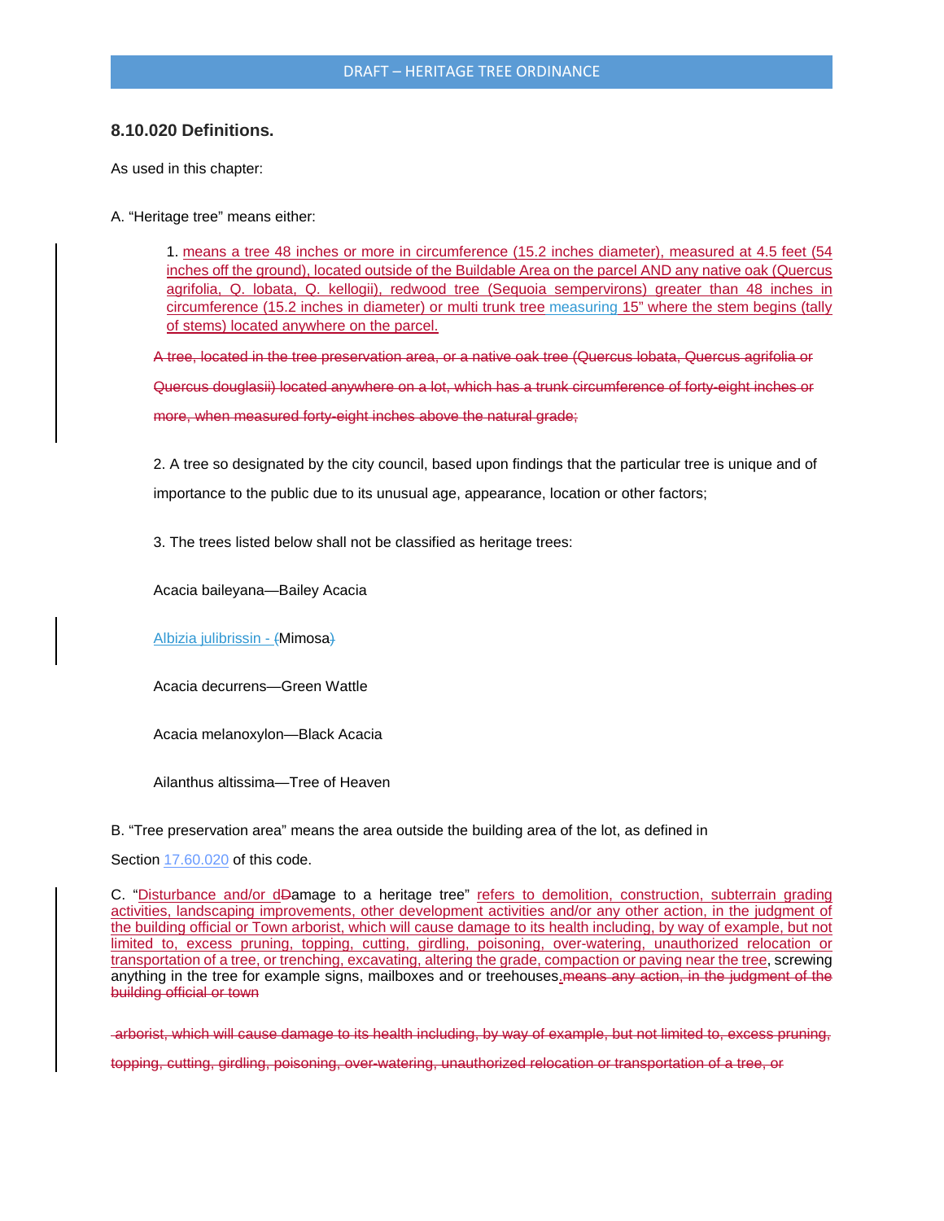### 8.10.020 Definitions.

As used in this chapter:

A. "Heritage tree" means either:

1. means a tree 48 inches or more in circumference (15.2 inches diameter), measured at 4.5 feet (54 inches off the ground), located outside of the Buildable Area on the parcel AND any native oak (Quercus agrifolia, Q. lobata, Q. kellogii), redwood tree (Sequoia sempervirons) greater than 48 inches in circumference (15.2 inches in diameter) or multi trunk tree measuring 15" where the stem begins (tally of stems) located anywhere on the parcel.

~~A tree, located in the tree preservation area, or a native oak tree (Quercus lobata, Quercus agrifolia or Quercus douglasii) located anywhere on a lot, which has a trunk circumference of forty-eight inches or more, when measured forty-eight inches above the natural grade;~~

2. A tree so designated by the city council, based upon findings that the particular tree is unique and of importance to the public due to its unusual age, appearance, location or other factors;

3. The trees listed below shall not be classified as heritage trees:

Acacia baileyana—Bailey Acacia

Albizia julibrissin - ~~(~~Mimosa~~)~~

Acacia decurrens—Green Wattle

Acacia melanoxylon—Black Acacia

Ailanthus altissima—Tree of Heaven

B. "Tree preservation area" means the area outside the building area of the lot, as defined in Section 17.60.020 of this code.

C. "Disturbance and/or d~~D~~amage to a heritage tree" refers to demolition, construction, subterrain grading activities, landscaping improvements, other development activities and/or any other action, in the judgment of the building official or Town arborist, which will cause damage to its health including, by way of example, but not limited to, excess pruning, topping, cutting, girdling, poisoning, over-watering, unauthorized relocation or transportation of a tree, or trenching, excavating, altering the grade, compaction or paving near the tree, screwing anything in the tree for example signs, mailboxes and or treehouses. ~~means any action, in the judgment of the building official or town arborist, which will cause damage to its health including, by way of example, but not limited to, excess pruning, topping, cutting, girdling, poisoning, over-watering, unauthorized relocation or transportation of a tree, or~~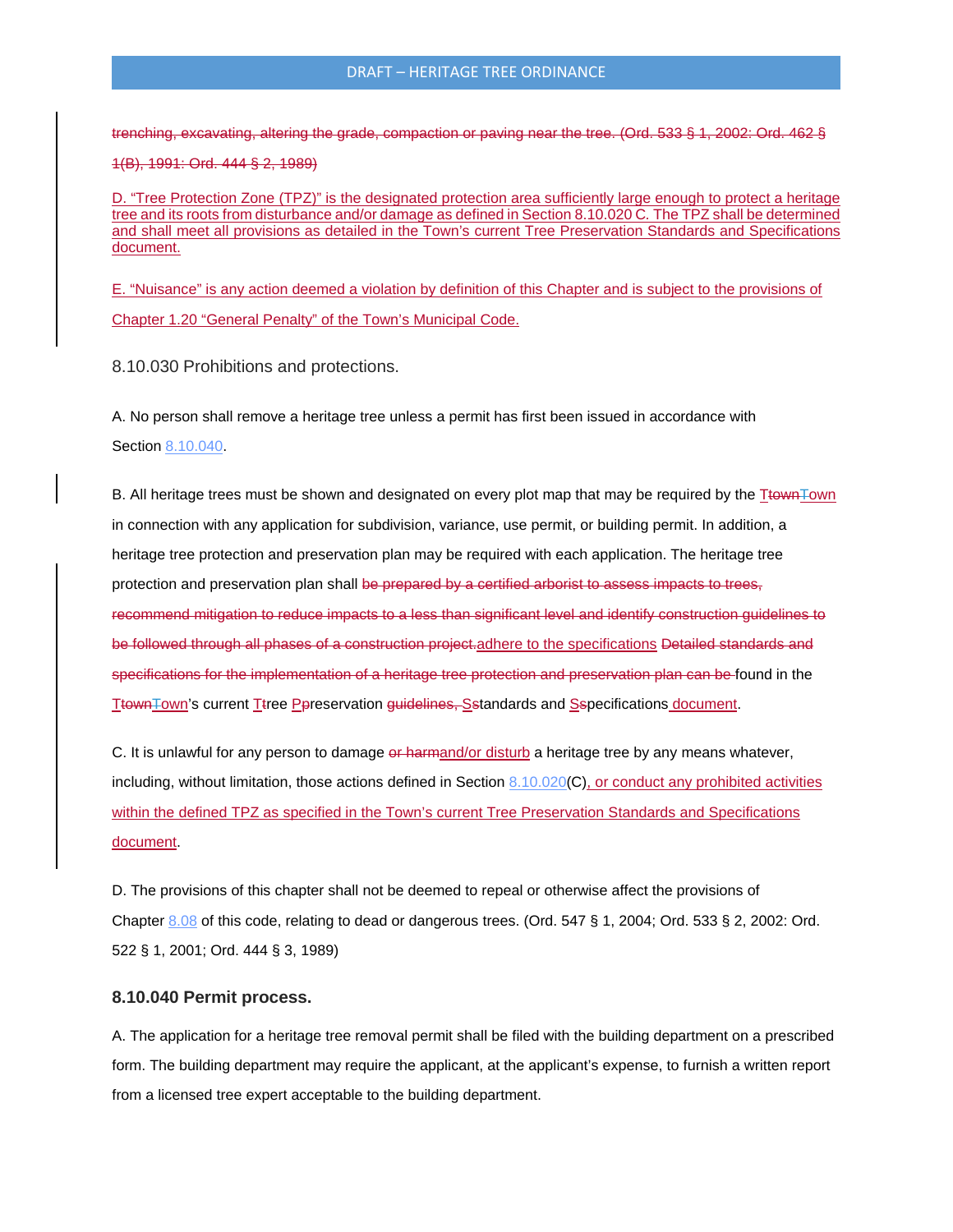~~trenching, excavating, altering the grade, compaction or paving near the tree. (Ord. 533 § 1, 2002: Ord. 462 § 1(B), 1991: Ord. 444 § 2, 1989)~~

D. "Tree Protection Zone (TPZ)" is the designated protection area sufficiently large enough to protect a heritage tree and its roots from disturbance and/or damage as defined in Section 8.10.020 C. The TPZ shall be determined and shall meet all provisions as detailed in the Town's current Tree Preservation Standards and Specifications document.

E. "Nuisance" is any action deemed a violation by definition of this Chapter and is subject to the provisions of Chapter 1.20 "General Penalty" of the Town's Municipal Code.

## 8.10.030 Prohibitions and protections.

A. No person shall remove a heritage tree unless a permit has first been issued in accordance with Section 8.10.040.

B. All heritage trees must be shown and designated on every plot map that may be required by the T~~town~~Town in connection with any application for subdivision, variance, use permit, or building permit. In addition, a heritage tree protection and preservation plan may be required with each application. The heritage tree protection and preservation plan shall ~~be prepared by a certified arborist to assess impacts to trees, recommend mitigation to reduce impacts to a less than significant level and identify construction guidelines to be followed through all phases of a construction project.~~adhere to the specifications ~~Detailed standards and specifications for the implementation of a heritage tree protection and preservation plan can be~~ found in the T~~town~~Town's current T~~t~~ree P~~p~~reservation ~~guidelines, S~~Standards and S~~s~~pecifications document.

C. It is unlawful for any person to damage ~~or harm~~and/or disturb a heritage tree by any means whatever, including, without limitation, those actions defined in Section 8.10.020(C), or conduct any prohibited activities within the defined TPZ as specified in the Town's current Tree Preservation Standards and Specifications document.

D. The provisions of this chapter shall not be deemed to repeal or otherwise affect the provisions of Chapter 8.08 of this code, relating to dead or dangerous trees. (Ord. 547 § 1, 2004; Ord. 533 § 2, 2002: Ord. 522 § 1, 2001; Ord. 444 § 3, 1989)

## 8.10.040 Permit process.

A. The application for a heritage tree removal permit shall be filed with the building department on a prescribed form. The building department may require the applicant, at the applicant's expense, to furnish a written report from a licensed tree expert acceptable to the building department.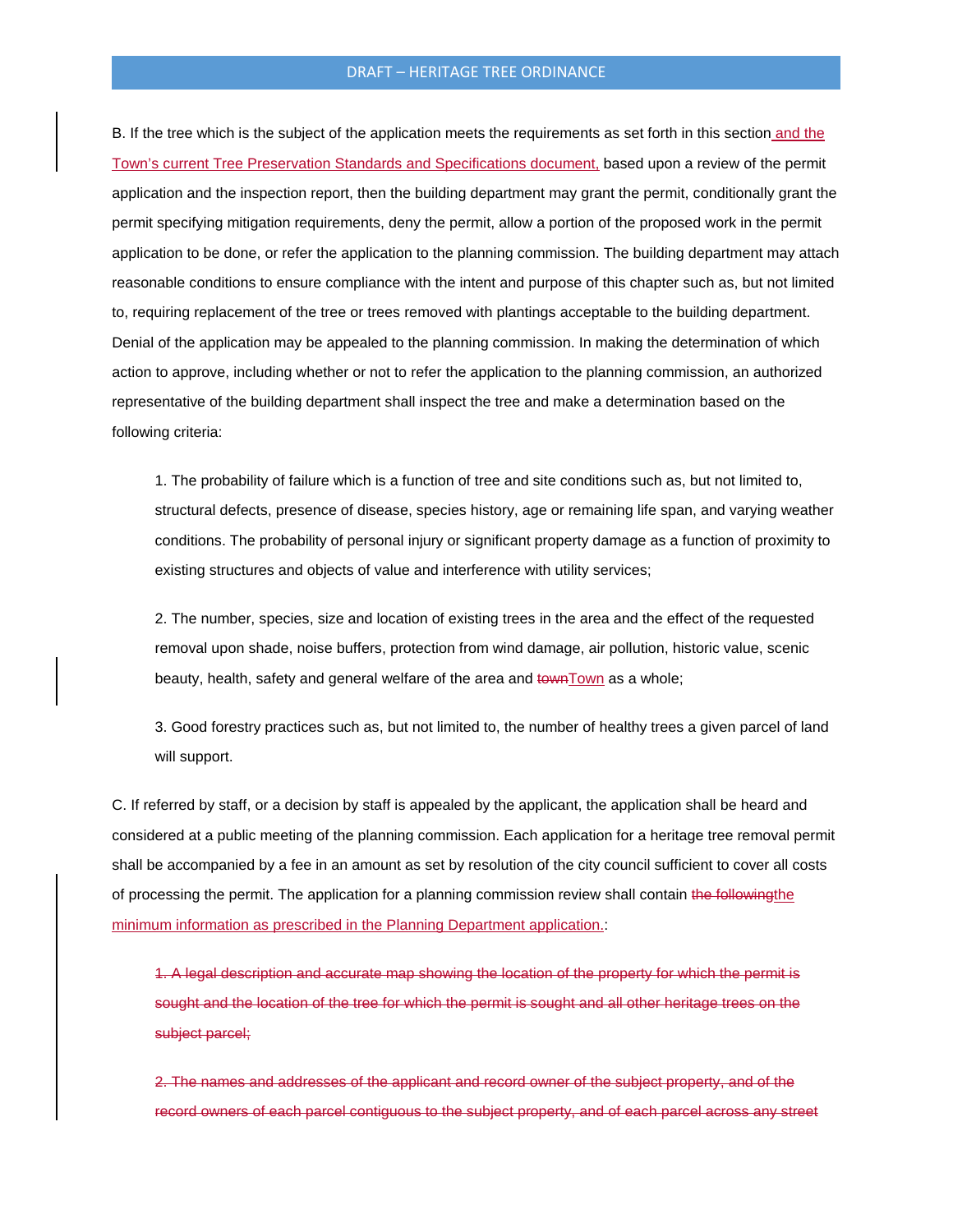B. If the tree which is the subject of the application meets the requirements as set forth in this section and the Town's current Tree Preservation Standards and Specifications document, based upon a review of the permit application and the inspection report, then the building department may grant the permit, conditionally grant the permit specifying mitigation requirements, deny the permit, allow a portion of the proposed work in the permit application to be done, or refer the application to the planning commission. The building department may attach reasonable conditions to ensure compliance with the intent and purpose of this chapter such as, but not limited to, requiring replacement of the tree or trees removed with plantings acceptable to the building department. Denial of the application may be appealed to the planning commission. In making the determination of which action to approve, including whether or not to refer the application to the planning commission, an authorized representative of the building department shall inspect the tree and make a determination based on the following criteria:

1. The probability of failure which is a function of tree and site conditions such as, but not limited to, structural defects, presence of disease, species history, age or remaining life span, and varying weather conditions. The probability of personal injury or significant property damage as a function of proximity to existing structures and objects of value and interference with utility services;

2. The number, species, size and location of existing trees in the area and the effect of the requested removal upon shade, noise buffers, protection from wind damage, air pollution, historic value, scenic beauty, health, safety and general welfare of the area and ~~town~~Town as a whole;

3. Good forestry practices such as, but not limited to, the number of healthy trees a given parcel of land will support.

C. If referred by staff, or a decision by staff is appealed by the applicant, the application shall be heard and considered at a public meeting of the planning commission. Each application for a heritage tree removal permit shall be accompanied by a fee in an amount as set by resolution of the city council sufficient to cover all costs of processing the permit. The application for a planning commission review shall contain ~~the following~~the minimum information as prescribed in the Planning Department application.:

~~1. A legal description and accurate map showing the location of the property for which the permit is sought and the location of the tree for which the permit is sought and all other heritage trees on the subject parcel;~~

~~2. The names and addresses of the applicant and record owner of the subject property, and of the record owners of each parcel contiguous to the subject property, and of each parcel across any street~~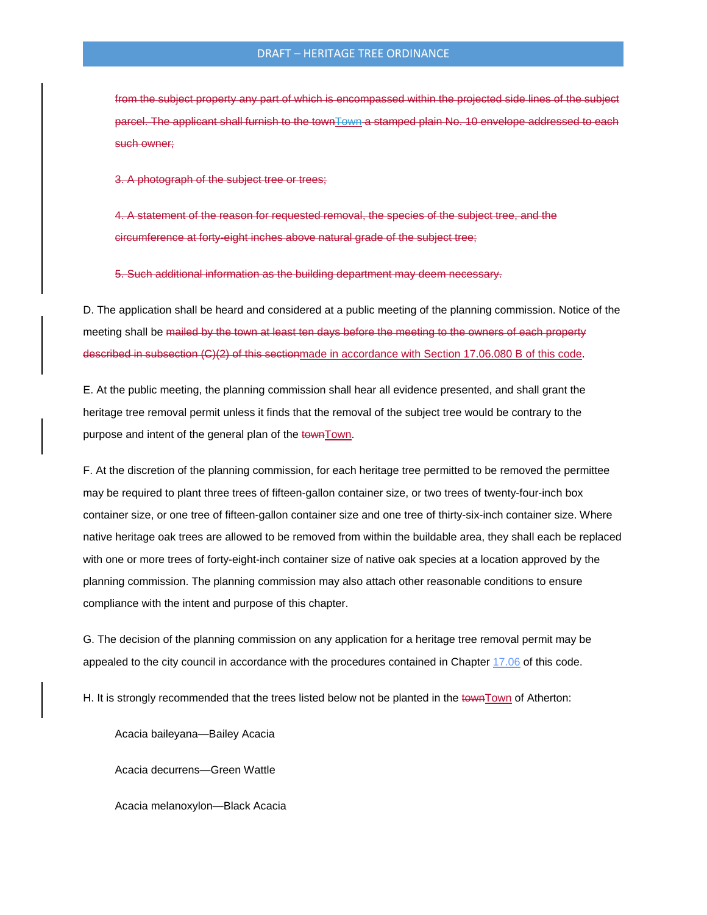~~from the subject property any part of which is encompassed within the projected side lines of the subject parcel. The applicant shall furnish to the town~~Town ~~a stamped plain No. 10 envelope addressed to each such owner;~~

~~3. A photograph of the subject tree or trees;~~

~~4. A statement of the reason for requested removal, the species of the subject tree, and the circumference at forty-eight inches above natural grade of the subject tree;~~

~~5. Such additional information as the building department may deem necessary.~~

D. The application shall be heard and considered at a public meeting of the planning commission. Notice of the meeting shall be ~~mailed by the town at least ten days before the meeting to the owners of each property described in subsection (C)(2) of this section~~made in accordance with Section 17.06.080 B of this code.

E. At the public meeting, the planning commission shall hear all evidence presented, and shall grant the heritage tree removal permit unless it finds that the removal of the subject tree would be contrary to the purpose and intent of the general plan of the ~~town~~Town.

F. At the discretion of the planning commission, for each heritage tree permitted to be removed the permittee may be required to plant three trees of fifteen-gallon container size, or two trees of twenty-four-inch box container size, or one tree of fifteen-gallon container size and one tree of thirty-six-inch container size. Where native heritage oak trees are allowed to be removed from within the buildable area, they shall each be replaced with one or more trees of forty-eight-inch container size of native oak species at a location approved by the planning commission. The planning commission may also attach other reasonable conditions to ensure compliance with the intent and purpose of this chapter.

G. The decision of the planning commission on any application for a heritage tree removal permit may be appealed to the city council in accordance with the procedures contained in Chapter 17.06 of this code.

H. It is strongly recommended that the trees listed below not be planted in the ~~town~~Town of Atherton:

Acacia baileyana—Bailey Acacia

Acacia decurrens—Green Wattle

Acacia melanoxylon—Black Acacia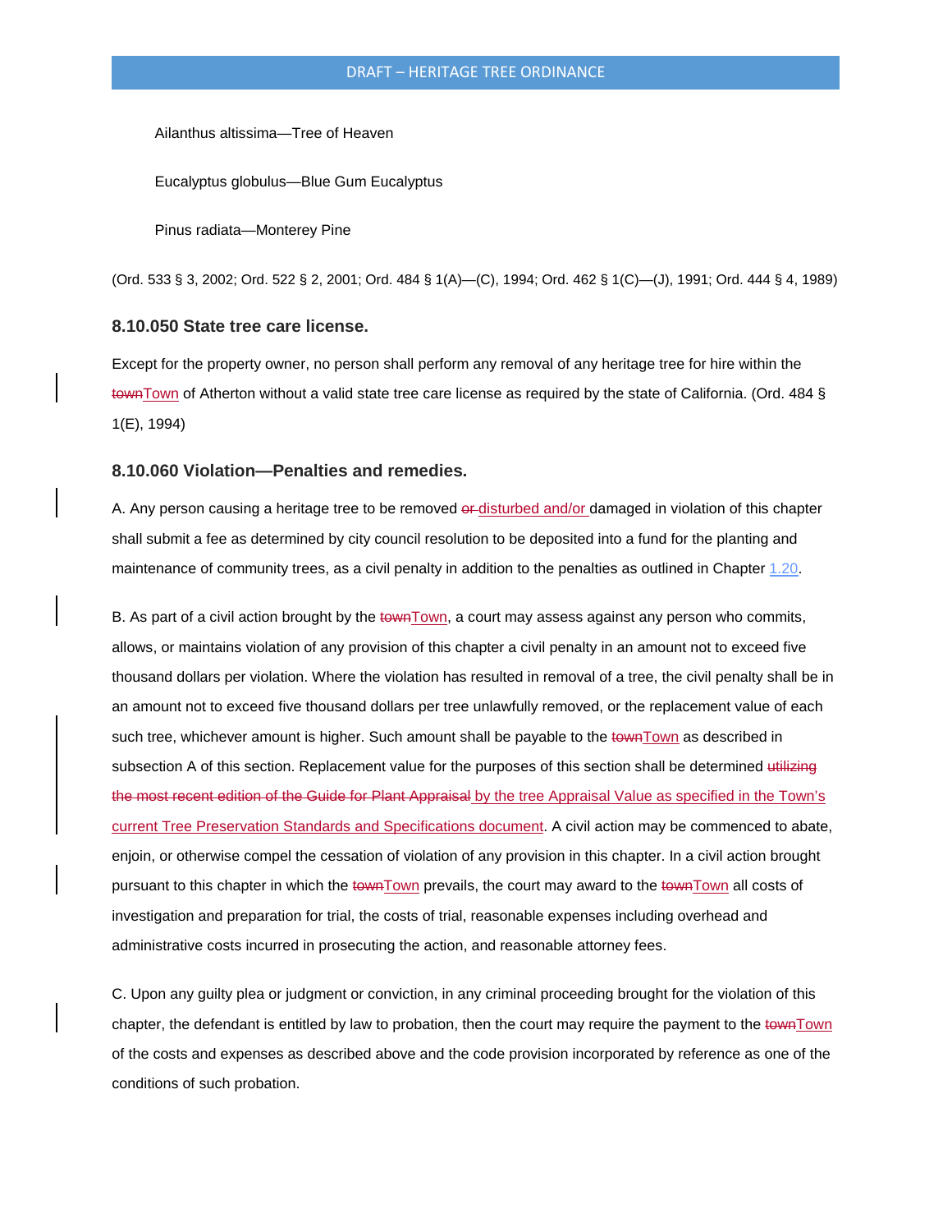Ailanthus altissima—Tree of Heaven

Eucalyptus globulus—Blue Gum Eucalyptus

Pinus radiata—Monterey Pine

(Ord. 533 § 3, 2002; Ord. 522 § 2, 2001; Ord. 484 § 1(A)—(C), 1994; Ord. 462 § 1(C)—(J), 1991; Ord. 444 § 4, 1989)

### 8.10.050 State tree care license.

Except for the property owner, no person shall perform any removal of any heritage tree for hire within the ~~town~~Town of Atherton without a valid state tree care license as required by the state of California. (Ord. 484 § 1(E), 1994)

### 8.10.060 Violation—Penalties and remedies.

A. Any person causing a heritage tree to be removed ~~or~~ disturbed and/or damaged in violation of this chapter shall submit a fee as determined by city council resolution to be deposited into a fund for the planting and maintenance of community trees, as a civil penalty in addition to the penalties as outlined in Chapter 1.20.

B. As part of a civil action brought by the ~~town~~Town, a court may assess against any person who commits, allows, or maintains violation of any provision of this chapter a civil penalty in an amount not to exceed five thousand dollars per violation. Where the violation has resulted in removal of a tree, the civil penalty shall be in an amount not to exceed five thousand dollars per tree unlawfully removed, or the replacement value of each such tree, whichever amount is higher. Such amount shall be payable to the ~~town~~Town as described in subsection A of this section. Replacement value for the purposes of this section shall be determined ~~utilizing the most recent edition of the Guide for Plant Appraisal~~ by the tree Appraisal Value as specified in the Town's current Tree Preservation Standards and Specifications document. A civil action may be commenced to abate, enjoin, or otherwise compel the cessation of violation of any provision in this chapter. In a civil action brought pursuant to this chapter in which the ~~town~~Town prevails, the court may award to the ~~town~~Town all costs of investigation and preparation for trial, the costs of trial, reasonable expenses including overhead and administrative costs incurred in prosecuting the action, and reasonable attorney fees.

C. Upon any guilty plea or judgment or conviction, in any criminal proceeding brought for the violation of this chapter, the defendant is entitled by law to probation, then the court may require the payment to the ~~town~~Town of the costs and expenses as described above and the code provision incorporated by reference as one of the conditions of such probation.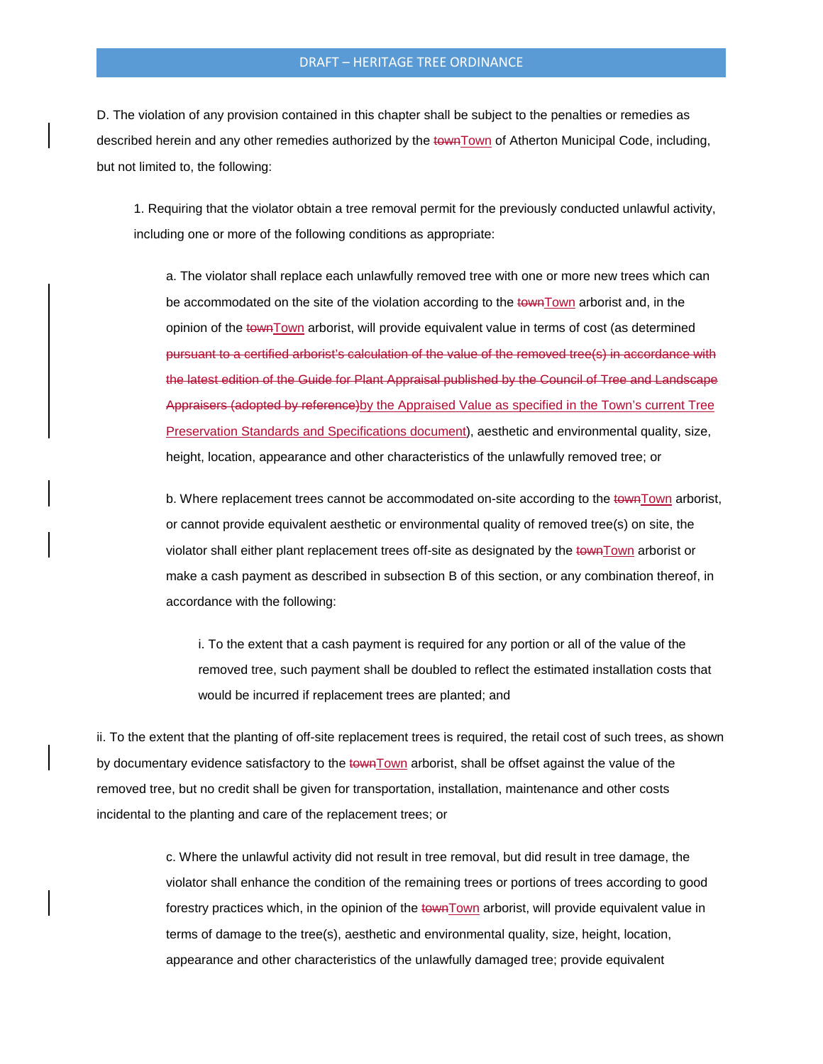D. The violation of any provision contained in this chapter shall be subject to the penalties or remedies as described herein and any other remedies authorized by the ~~town~~Town of Atherton Municipal Code, including, but not limited to, the following:

1. Requiring that the violator obtain a tree removal permit for the previously conducted unlawful activity, including one or more of the following conditions as appropriate:

a. The violator shall replace each unlawfully removed tree with one or more new trees which can be accommodated on the site of the violation according to the ~~town~~Town arborist and, in the opinion of the ~~town~~Town arborist, will provide equivalent value in terms of cost (as determined ~~pursuant to a certified arborist's calculation of the value of the removed tree(s) in accordance with the latest edition of the Guide for Plant Appraisal published by the Council of Tree and Landscape Appraisers (adopted by reference)~~by the Appraised Value as specified in the Town's current Tree Preservation Standards and Specifications document), aesthetic and environmental quality, size, height, location, appearance and other characteristics of the unlawfully removed tree; or

b. Where replacement trees cannot be accommodated on-site according to the ~~town~~Town arborist, or cannot provide equivalent aesthetic or environmental quality of removed tree(s) on site, the violator shall either plant replacement trees off-site as designated by the ~~town~~Town arborist or make a cash payment as described in subsection B of this section, or any combination thereof, in accordance with the following:

i. To the extent that a cash payment is required for any portion or all of the value of the removed tree, such payment shall be doubled to reflect the estimated installation costs that would be incurred if replacement trees are planted; and

ii. To the extent that the planting of off-site replacement trees is required, the retail cost of such trees, as shown by documentary evidence satisfactory to the ~~town~~Town arborist, shall be offset against the value of the removed tree, but no credit shall be given for transportation, installation, maintenance and other costs incidental to the planting and care of the replacement trees; or

c. Where the unlawful activity did not result in tree removal, but did result in tree damage, the violator shall enhance the condition of the remaining trees or portions of trees according to good forestry practices which, in the opinion of the ~~town~~Town arborist, will provide equivalent value in terms of damage to the tree(s), aesthetic and environmental quality, size, height, location, appearance and other characteristics of the unlawfully damaged tree; provide equivalent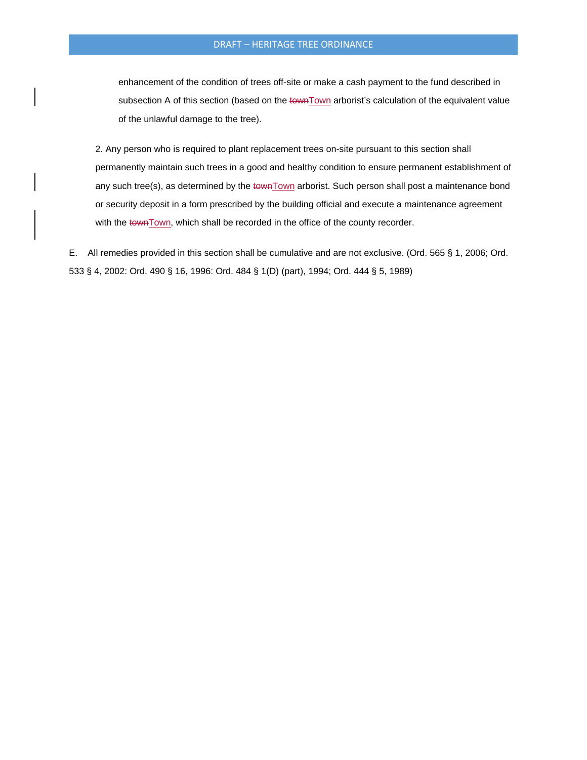enhancement of the condition of trees off-site or make a cash payment to the fund described in subsection A of this section (based on the ~~town~~Town arborist's calculation of the equivalent value of the unlawful damage to the tree).

2. Any person who is required to plant replacement trees on-site pursuant to this section shall permanently maintain such trees in a good and healthy condition to ensure permanent establishment of any such tree(s), as determined by the ~~town~~Town arborist. Such person shall post a maintenance bond or security deposit in a form prescribed by the building official and execute a maintenance agreement with the ~~town~~Town, which shall be recorded in the office of the county recorder.

E. All remedies provided in this section shall be cumulative and are not exclusive. (Ord. 565 § 1, 2006; Ord. 533 § 4, 2002: Ord. 490 § 16, 1996: Ord. 484 § 1(D) (part), 1994; Ord. 444 § 5, 1989)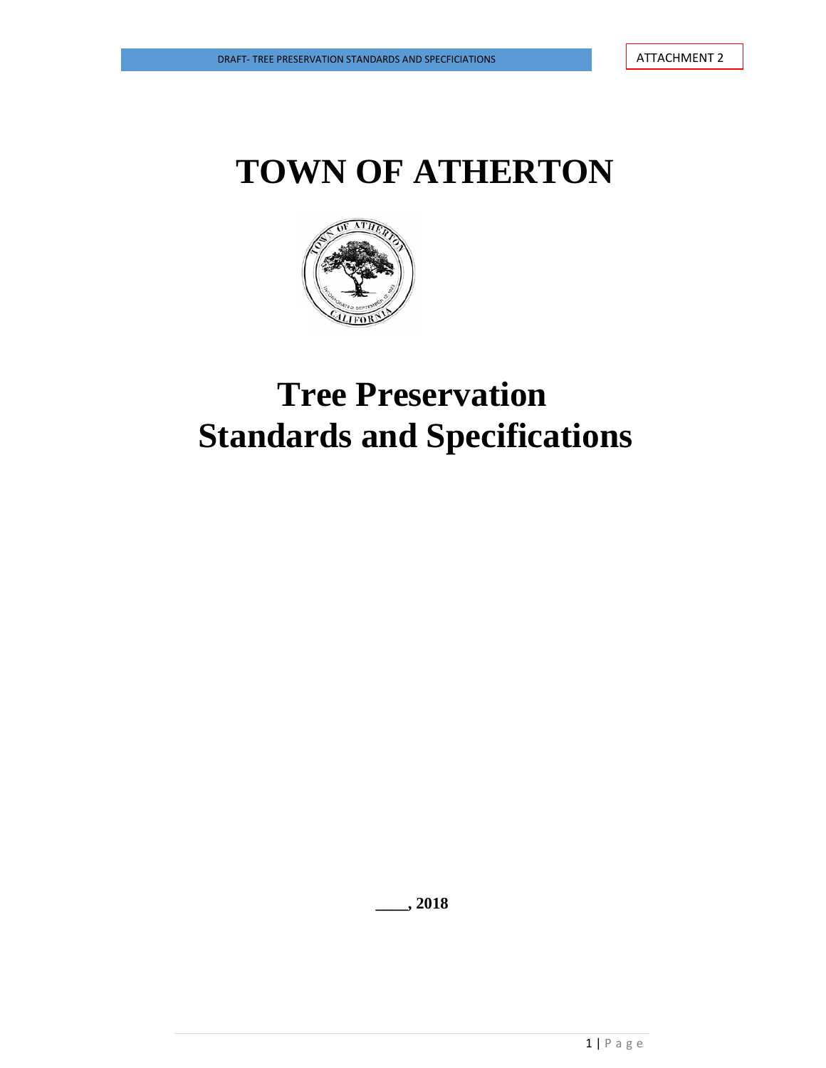# TOWN OF ATHERTON

# Tree Preservation Standards and Specifications

**____, 2018**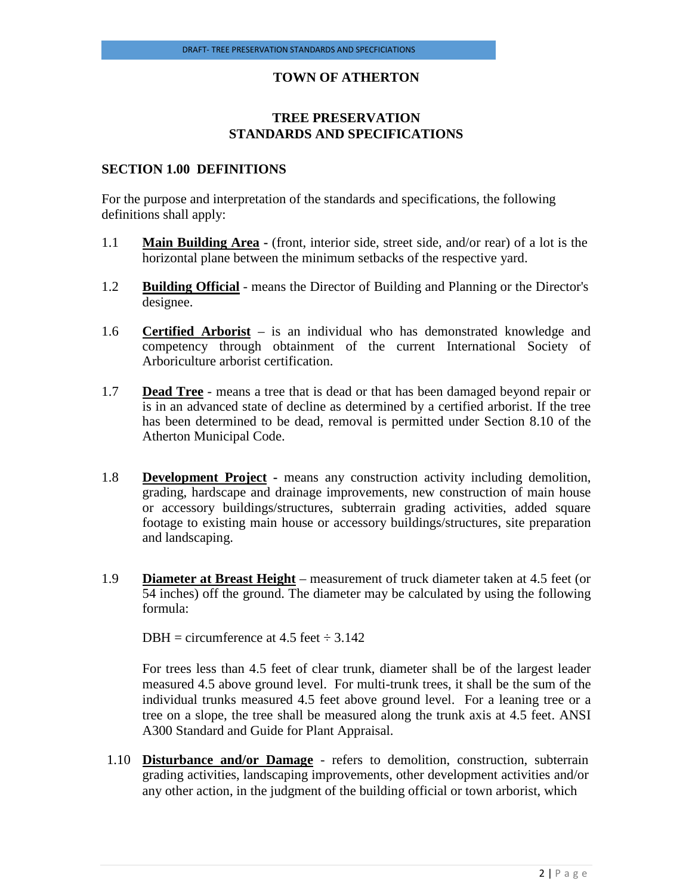# TOWN OF ATHERTON

## TREE PRESERVATION STANDARDS AND SPECIFICATIONS

### SECTION 1.00 DEFINITIONS

For the purpose and interpretation of the standards and specifications, the following definitions shall apply:

1.1 **Main Building Area** - (front, interior side, street side, and/or rear) of a lot is the horizontal plane between the minimum setbacks of the respective yard.

1.2 **Building Official** - means the Director of Building and Planning or the Director's designee.

1.6 **Certified Arborist** – is an individual who has demonstrated knowledge and competency through obtainment of the current International Society of Arboriculture arborist certification.

1.7 **Dead Tree** - means a tree that is dead or that has been damaged beyond repair or is in an advanced state of decline as determined by a certified arborist. If the tree has been determined to be dead, removal is permitted under Section 8.10 of the Atherton Municipal Code.

1.8 **Development Project** - means any construction activity including demolition, grading, hardscape and drainage improvements, new construction of main house or accessory buildings/structures, subterrain grading activities, added square footage to existing main house or accessory buildings/structures, site preparation and landscaping.

1.9 **Diameter at Breast Height** – measurement of truck diameter taken at 4.5 feet (or 54 inches) off the ground. The diameter may be calculated by using the following formula:

DBH = circumference at 4.5 feet ÷ 3.142

For trees less than 4.5 feet of clear trunk, diameter shall be of the largest leader measured 4.5 above ground level. For multi-trunk trees, it shall be the sum of the individual trunks measured 4.5 feet above ground level. For a leaning tree or a tree on a slope, the tree shall be measured along the trunk axis at 4.5 feet. ANSI A300 Standard and Guide for Plant Appraisal.

1.10 **Disturbance and/or Damage** - refers to demolition, construction, subterrain grading activities, landscaping improvements, other development activities and/or any other action, in the judgment of the building official or town arborist, which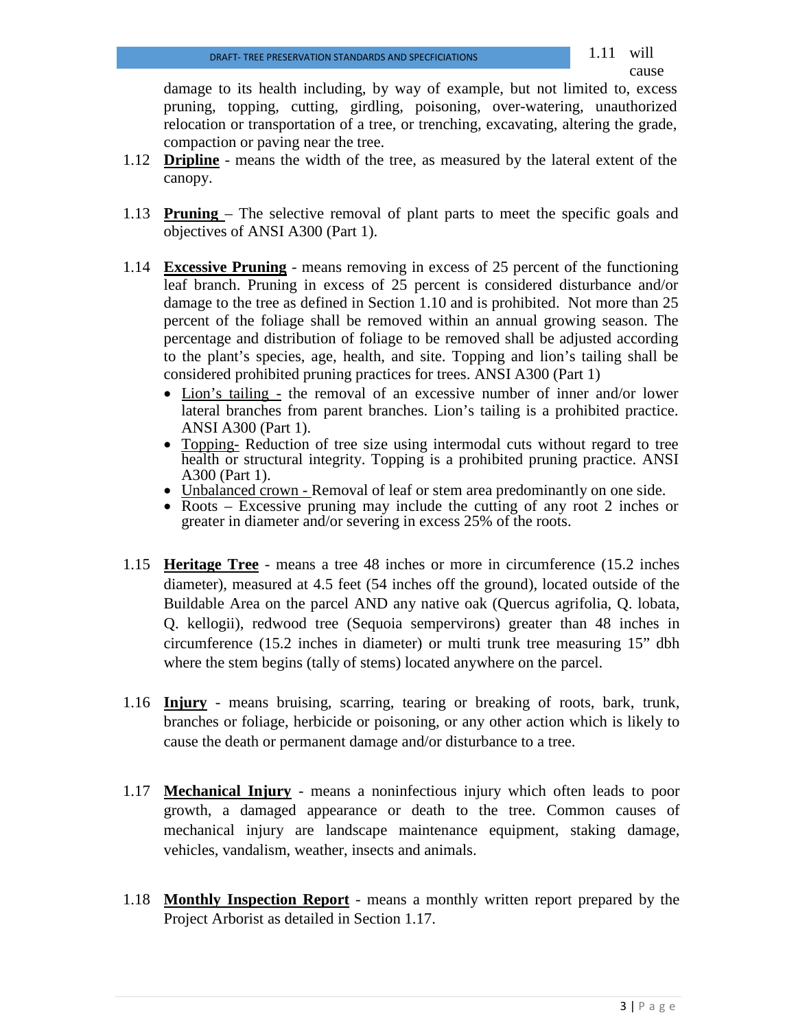1.11 will cause damage to its health including, by way of example, but not limited to, excess pruning, topping, cutting, girdling, poisoning, over-watering, unauthorized relocation or transportation of a tree, or trenching, excavating, altering the grade, compaction or paving near the tree.

1.12 **Dripline** - means the width of the tree, as measured by the lateral extent of the canopy.

1.13 **Pruning** – The selective removal of plant parts to meet the specific goals and objectives of ANSI A300 (Part 1).

1.14 **Excessive Pruning** - means removing in excess of 25 percent of the functioning leaf branch. Pruning in excess of 25 percent is considered disturbance and/or damage to the tree as defined in Section 1.10 and is prohibited. Not more than 25 percent of the foliage shall be removed within an annual growing season. The percentage and distribution of foliage to be removed shall be adjusted according to the plant's species, age, health, and site. Topping and lion's tailing shall be considered prohibited pruning practices for trees. ANSI A300 (Part 1)

- Lion's tailing - the removal of an excessive number of inner and/or lower lateral branches from parent branches. Lion's tailing is a prohibited practice. ANSI A300 (Part 1).
- Topping- Reduction of tree size using intermodal cuts without regard to tree health or structural integrity. Topping is a prohibited pruning practice. ANSI A300 (Part 1).
- Unbalanced crown - Removal of leaf or stem area predominantly on one side.
- Roots – Excessive pruning may include the cutting of any root 2 inches or greater in diameter and/or severing in excess 25% of the roots.

1.15 **Heritage Tree** - means a tree 48 inches or more in circumference (15.2 inches diameter), measured at 4.5 feet (54 inches off the ground), located outside of the Buildable Area on the parcel AND any native oak (Quercus agrifolia, Q. lobata, Q. kellogii), redwood tree (Sequoia sempervirons) greater than 48 inches in circumference (15.2 inches in diameter) or multi trunk tree measuring 15" dbh where the stem begins (tally of stems) located anywhere on the parcel.

1.16 **Injury** - means bruising, scarring, tearing or breaking of roots, bark, trunk, branches or foliage, herbicide or poisoning, or any other action which is likely to cause the death or permanent damage and/or disturbance to a tree.

1.17 **Mechanical Injury** - means a noninfectious injury which often leads to poor growth, a damaged appearance or death to the tree. Common causes of mechanical injury are landscape maintenance equipment, staking damage, vehicles, vandalism, weather, insects and animals.

1.18 **Monthly Inspection Report** - means a monthly written report prepared by the Project Arborist as detailed in Section 1.17.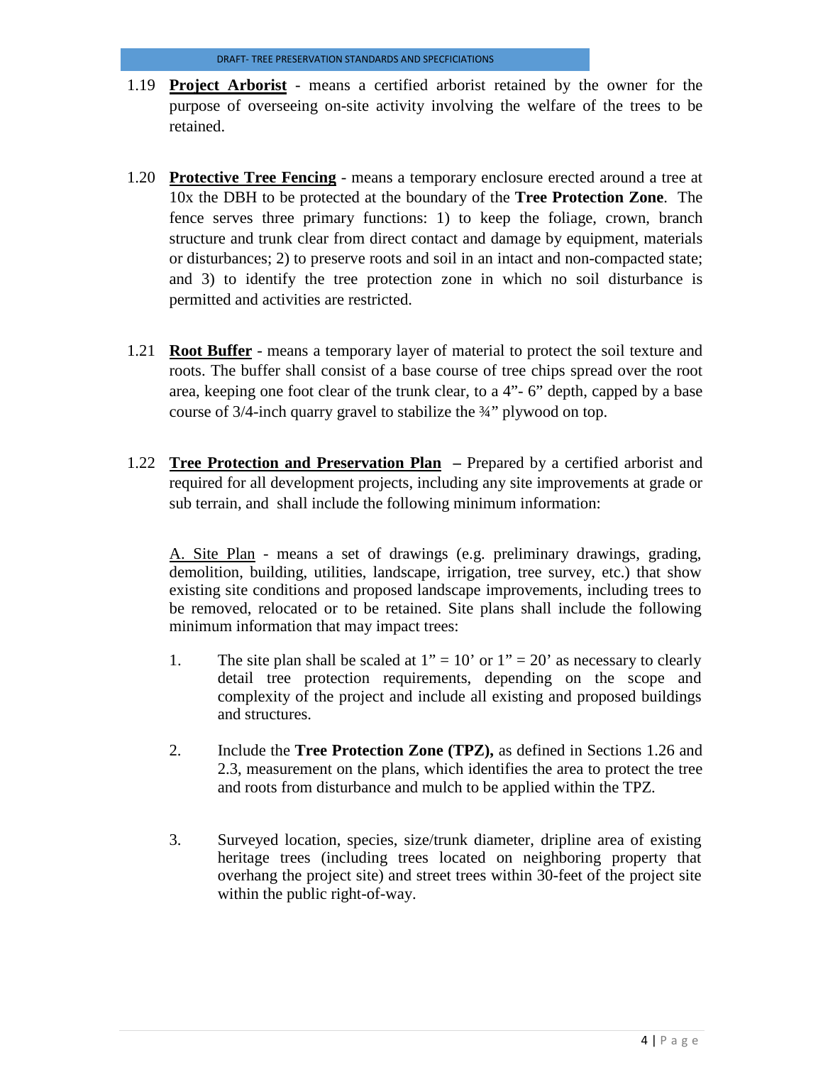1.19 **Project Arborist** - means a certified arborist retained by the owner for the purpose of overseeing on-site activity involving the welfare of the trees to be retained.

1.20 **Protective Tree Fencing** - means a temporary enclosure erected around a tree at 10x the DBH to be protected at the boundary of the **Tree Protection Zone**. The fence serves three primary functions: 1) to keep the foliage, crown, branch structure and trunk clear from direct contact and damage by equipment, materials or disturbances; 2) to preserve roots and soil in an intact and non-compacted state; and 3) to identify the tree protection zone in which no soil disturbance is permitted and activities are restricted.

1.21 **Root Buffer** - means a temporary layer of material to protect the soil texture and roots. The buffer shall consist of a base course of tree chips spread over the root area, keeping one foot clear of the trunk clear, to a 4"- 6" depth, capped by a base course of 3/4-inch quarry gravel to stabilize the ¾" plywood on top.

1.22 **Tree Protection and Preservation Plan** – Prepared by a certified arborist and required for all development projects, including any site improvements at grade or sub terrain, and shall include the following minimum information:

A. Site Plan - means a set of drawings (e.g. preliminary drawings, grading, demolition, building, utilities, landscape, irrigation, tree survey, etc.) that show existing site conditions and proposed landscape improvements, including trees to be removed, relocated or to be retained. Site plans shall include the following minimum information that may impact trees:

1. The site plan shall be scaled at 1" = 10' or 1" = 20' as necessary to clearly detail tree protection requirements, depending on the scope and complexity of the project and include all existing and proposed buildings and structures.

2. Include the **Tree Protection Zone (TPZ),** as defined in Sections 1.26 and 2.3, measurement on the plans, which identifies the area to protect the tree and roots from disturbance and mulch to be applied within the TPZ.

3. Surveyed location, species, size/trunk diameter, dripline area of existing heritage trees (including trees located on neighboring property that overhang the project site) and street trees within 30-feet of the project site within the public right-of-way.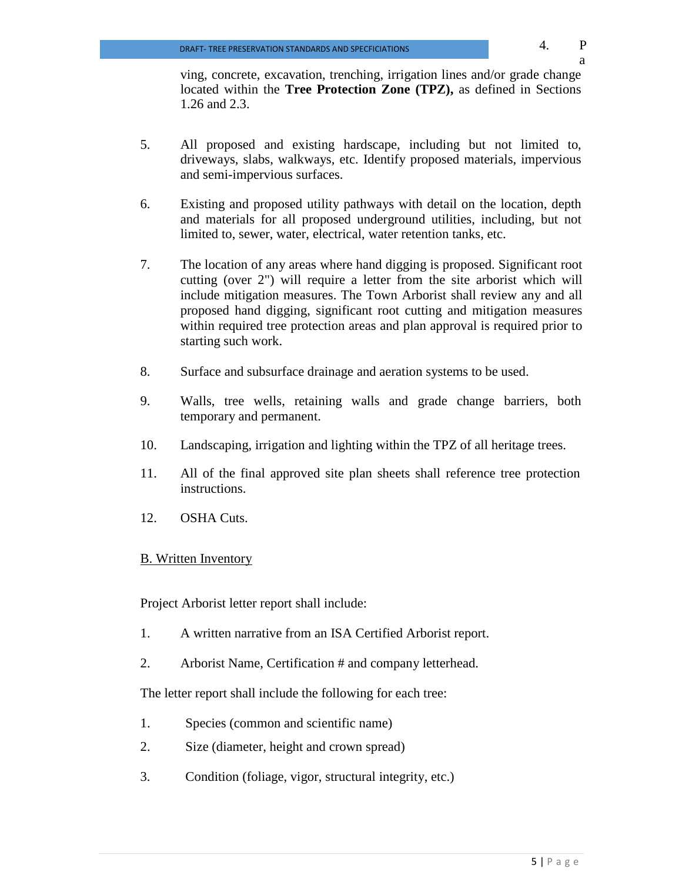4. Paving, concrete, excavation, trenching, irrigation lines and/or grade change located within the **Tree Protection Zone (TPZ),** as defined in Sections 1.26 and 2.3.

5. All proposed and existing hardscape, including but not limited to, driveways, slabs, walkways, etc. Identify proposed materials, impervious and semi-impervious surfaces.

6. Existing and proposed utility pathways with detail on the location, depth and materials for all proposed underground utilities, including, but not limited to, sewer, water, electrical, water retention tanks, etc.

7. The location of any areas where hand digging is proposed. Significant root cutting (over 2") will require a letter from the site arborist which will include mitigation measures. The Town Arborist shall review any and all proposed hand digging, significant root cutting and mitigation measures within required tree protection areas and plan approval is required prior to starting such work.

8. Surface and subsurface drainage and aeration systems to be used.

9. Walls, tree wells, retaining walls and grade change barriers, both temporary and permanent.

10. Landscaping, irrigation and lighting within the TPZ of all heritage trees.

11. All of the final approved site plan sheets shall reference tree protection instructions.

12. OSHA Cuts.

<u>B. Written Inventory</u>

Project Arborist letter report shall include:

1. A written narrative from an ISA Certified Arborist report.

2. Arborist Name, Certification # and company letterhead.

The letter report shall include the following for each tree:

1. Species (common and scientific name)

2. Size (diameter, height and crown spread)

3. Condition (foliage, vigor, structural integrity, etc.)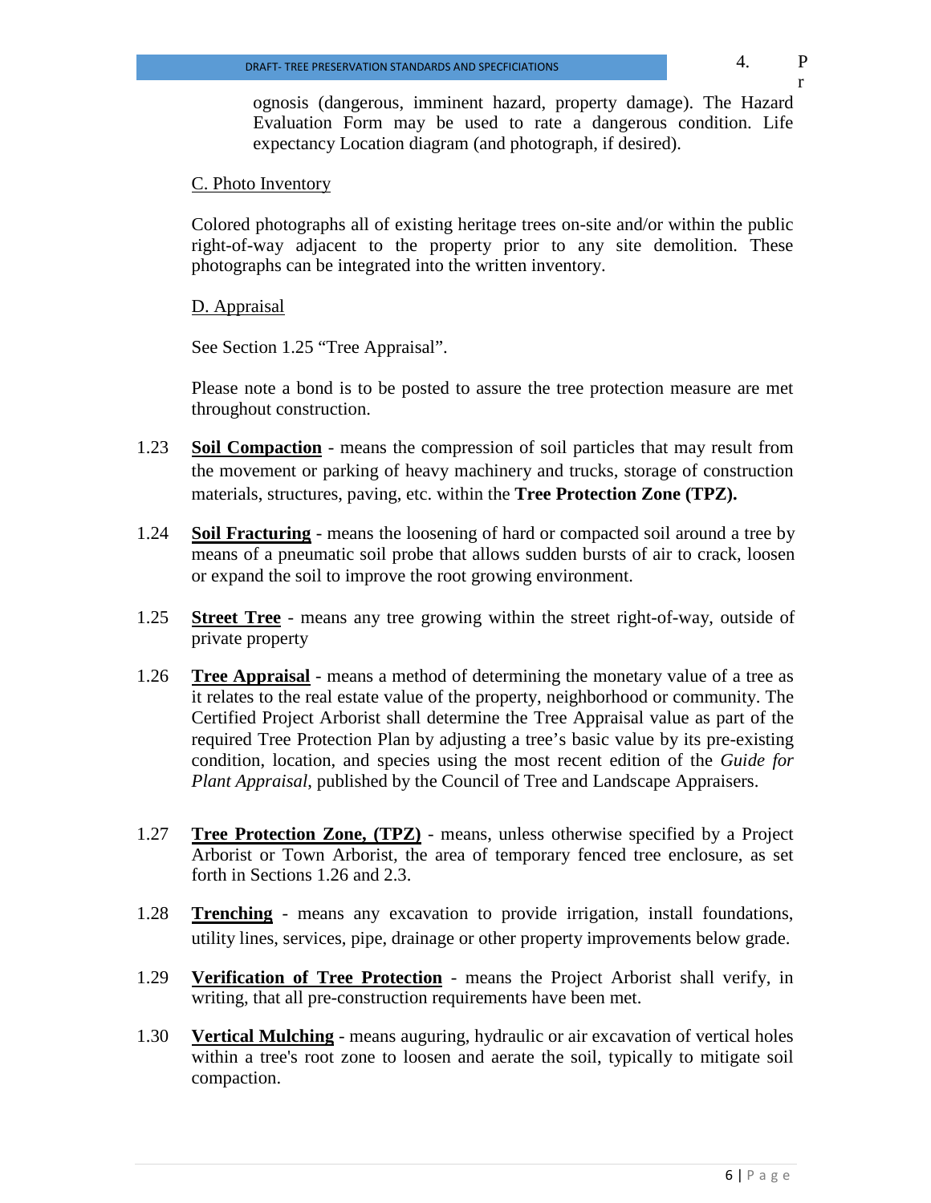4. Prognosis (dangerous, imminent hazard, property damage). The Hazard Evaluation Form may be used to rate a dangerous condition. Life expectancy Location diagram (and photograph, if desired).

C. Photo Inventory

Colored photographs all of existing heritage trees on-site and/or within the public right-of-way adjacent to the property prior to any site demolition. These photographs can be integrated into the written inventory.

D. Appraisal

See Section 1.25 "Tree Appraisal".

Please note a bond is to be posted to assure the tree protection measure are met throughout construction.

1.23 **Soil Compaction** - means the compression of soil particles that may result from the movement or parking of heavy machinery and trucks, storage of construction materials, structures, paving, etc. within the **Tree Protection Zone (TPZ).**

1.24 **Soil Fracturing** - means the loosening of hard or compacted soil around a tree by means of a pneumatic soil probe that allows sudden bursts of air to crack, loosen or expand the soil to improve the root growing environment.

1.25 **Street Tree** - means any tree growing within the street right-of-way, outside of private property

1.26 **Tree Appraisal** - means a method of determining the monetary value of a tree as it relates to the real estate value of the property, neighborhood or community. The Certified Project Arborist shall determine the Tree Appraisal value as part of the required Tree Protection Plan by adjusting a tree's basic value by its pre-existing condition, location, and species using the most recent edition of the *Guide for Plant Appraisal*, published by the Council of Tree and Landscape Appraisers.

1.27 **Tree Protection Zone, (TPZ)** - means, unless otherwise specified by a Project Arborist or Town Arborist, the area of temporary fenced tree enclosure, as set forth in Sections 1.26 and 2.3.

1.28 **Trenching** - means any excavation to provide irrigation, install foundations, utility lines, services, pipe, drainage or other property improvements below grade.

1.29 **Verification of Tree Protection** - means the Project Arborist shall verify, in writing, that all pre-construction requirements have been met.

1.30 **Vertical Mulching** - means auguring, hydraulic or air excavation of vertical holes within a tree's root zone to loosen and aerate the soil, typically to mitigate soil compaction.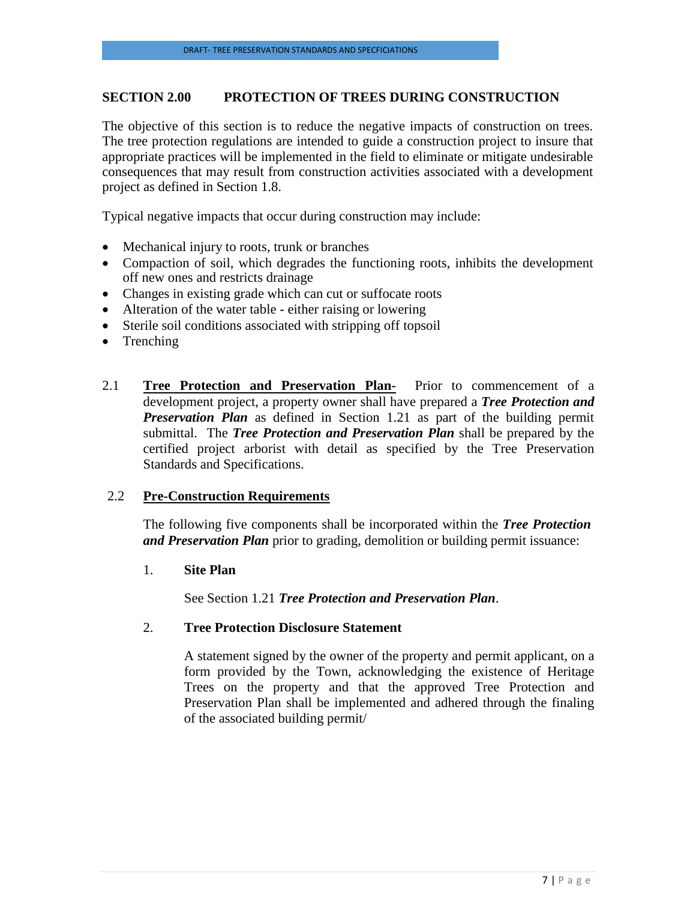## SECTION 2.00 PROTECTION OF TREES DURING CONSTRUCTION

The objective of this section is to reduce the negative impacts of construction on trees. The tree protection regulations are intended to guide a construction project to insure that appropriate practices will be implemented in the field to eliminate or mitigate undesirable consequences that may result from construction activities associated with a development project as defined in Section 1.8.

Typical negative impacts that occur during construction may include:

- Mechanical injury to roots, trunk or branches
- Compaction of soil, which degrades the functioning roots, inhibits the development off new ones and restricts drainage
- Changes in existing grade which can cut or suffocate roots
- Alteration of the water table - either raising or lowering
- Sterile soil conditions associated with stripping off topsoil
- Trenching

2.1 **Tree Protection and Preservation Plan-** Prior to commencement of a development project, a property owner shall have prepared a ***Tree Protection and Preservation Plan*** as defined in Section 1.21 as part of the building permit submittal. The ***Tree Protection and Preservation Plan*** shall be prepared by the certified project arborist with detail as specified by the Tree Preservation Standards and Specifications.

2.2 **Pre-Construction Requirements**

The following five components shall be incorporated within the ***Tree Protection and Preservation Plan*** prior to grading, demolition or building permit issuance:

1. **Site Plan**

   See Section 1.21 ***Tree Protection and Preservation Plan***.

2. **Tree Protection Disclosure Statement**

   A statement signed by the owner of the property and permit applicant, on a form provided by the Town, acknowledging the existence of Heritage Trees on the property and that the approved Tree Protection and Preservation Plan shall be implemented and adhered through the finaling of the associated building permit/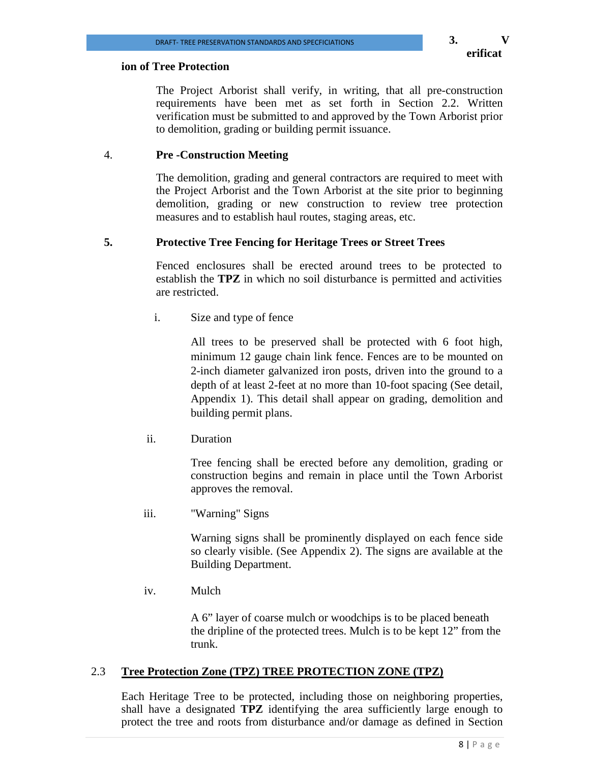**3. Verification of Tree Protection**

The Project Arborist shall verify, in writing, that all pre-construction requirements have been met as set forth in Section 2.2. Written verification must be submitted to and approved by the Town Arborist prior to demolition, grading or building permit issuance.

4. **Pre -Construction Meeting**

The demolition, grading and general contractors are required to meet with the Project Arborist and the Town Arborist at the site prior to beginning demolition, grading or new construction to review tree protection measures and to establish haul routes, staging areas, etc.

**5. Protective Tree Fencing for Heritage Trees or Street Trees**

Fenced enclosures shall be erected around trees to be protected to establish the **TPZ** in which no soil disturbance is permitted and activities are restricted.

i. Size and type of fence

All trees to be preserved shall be protected with 6 foot high, minimum 12 gauge chain link fence. Fences are to be mounted on 2-inch diameter galvanized iron posts, driven into the ground to a depth of at least 2-feet at no more than 10-foot spacing (See detail, Appendix 1). This detail shall appear on grading, demolition and building permit plans.

ii. Duration

Tree fencing shall be erected before any demolition, grading or construction begins and remain in place until the Town Arborist approves the removal.

iii. "Warning" Signs

Warning signs shall be prominently displayed on each fence side so clearly visible. (See Appendix 2). The signs are available at the Building Department.

iv. Mulch

A 6" layer of coarse mulch or woodchips is to be placed beneath the dripline of the protected trees. Mulch is to be kept 12" from the trunk.

## 2.3 <u>Tree Protection Zone (TPZ) TREE PROTECTION ZONE (TPZ)</u>

Each Heritage Tree to be protected, including those on neighboring properties, shall have a designated **TPZ** identifying the area sufficiently large enough to protect the tree and roots from disturbance and/or damage as defined in Section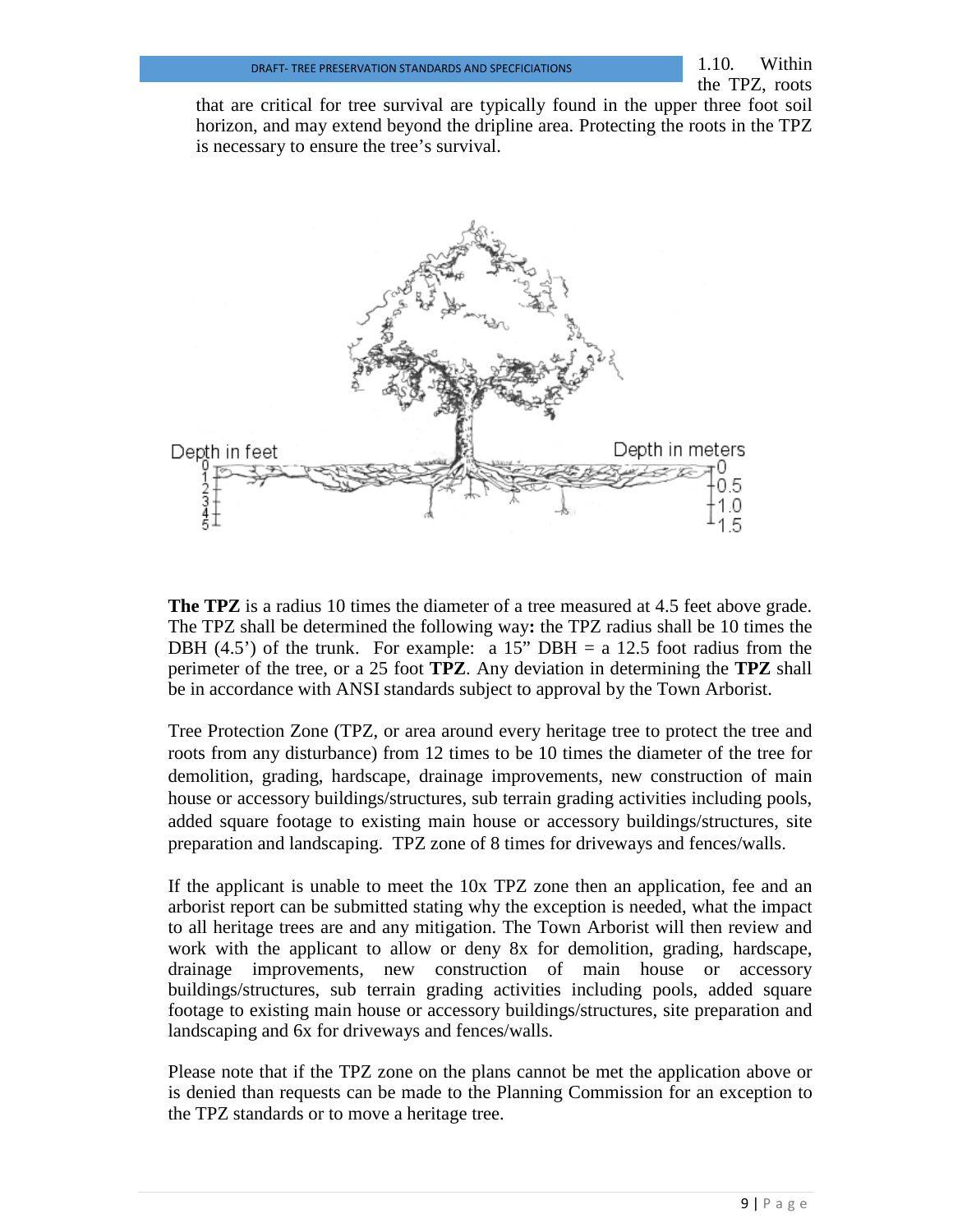1.10. Within the TPZ, roots that are critical for tree survival are typically found in the upper three foot soil horizon, and may extend beyond the dripline area. Protecting the roots in the TPZ is necessary to ensure the tree's survival.

**The TPZ** is a radius 10 times the diameter of a tree measured at 4.5 feet above grade. The TPZ shall be determined the following way**:** the TPZ radius shall be 10 times the DBH (4.5') of the trunk. For example: a 15" DBH = a 12.5 foot radius from the perimeter of the tree, or a 25 foot **TPZ**. Any deviation in determining the **TPZ** shall be in accordance with ANSI standards subject to approval by the Town Arborist.

Tree Protection Zone (TPZ, or area around every heritage tree to protect the tree and roots from any disturbance) from 12 times to be 10 times the diameter of the tree for demolition, grading, hardscape, drainage improvements, new construction of main house or accessory buildings/structures, sub terrain grading activities including pools, added square footage to existing main house or accessory buildings/structures, site preparation and landscaping. TPZ zone of 8 times for driveways and fences/walls.

If the applicant is unable to meet the 10x TPZ zone then an application, fee and an arborist report can be submitted stating why the exception is needed, what the impact to all heritage trees are and any mitigation. The Town Arborist will then review and work with the applicant to allow or deny 8x for demolition, grading, hardscape, drainage improvements, new construction of main house or accessory buildings/structures, sub terrain grading activities including pools, added square footage to existing main house or accessory buildings/structures, site preparation and landscaping and 6x for driveways and fences/walls.

Please note that if the TPZ zone on the plans cannot be met the application above or is denied than requests can be made to the Planning Commission for an exception to the TPZ standards or to move a heritage tree.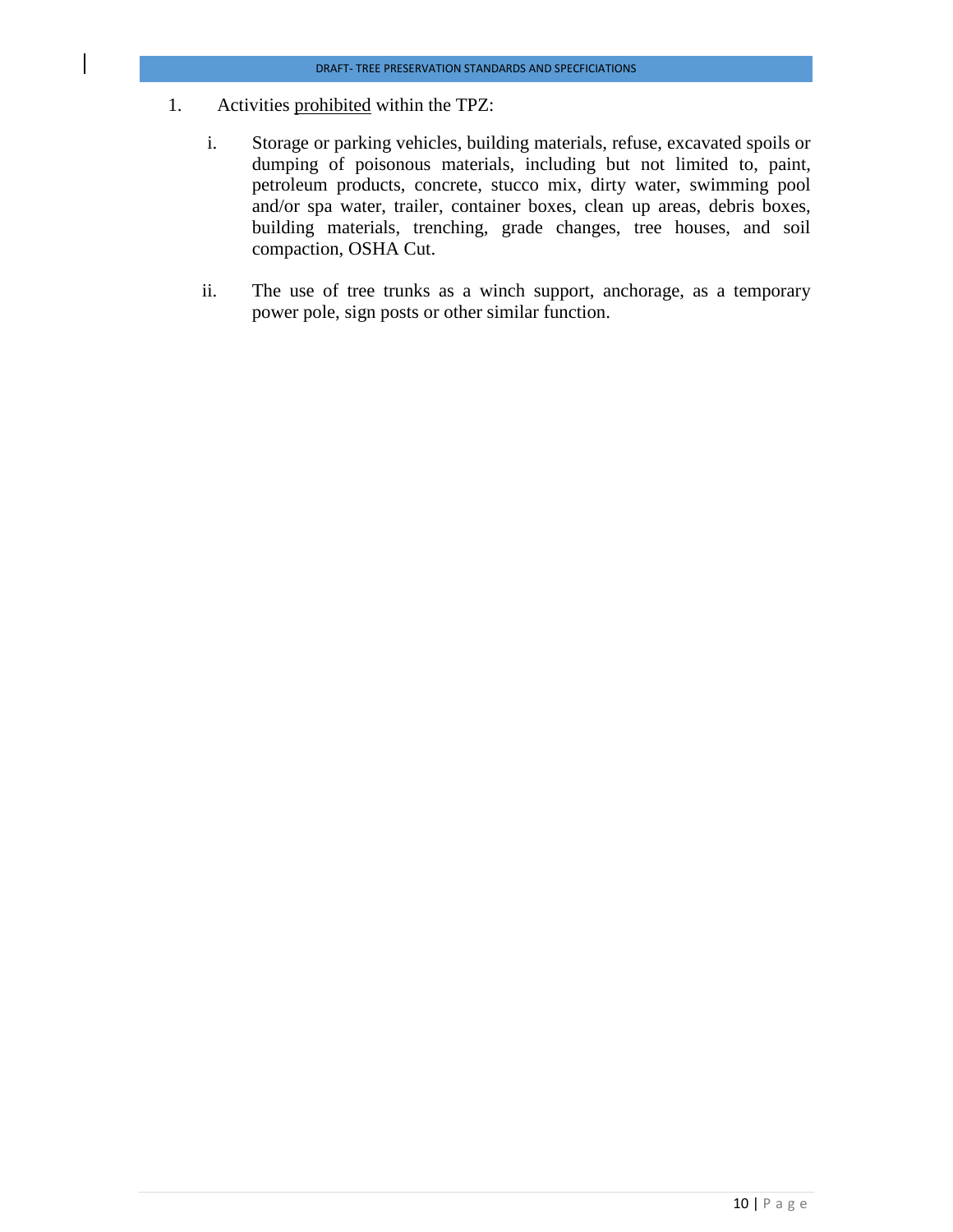1. Activities <u>prohibited</u> within the TPZ:

   i. Storage or parking vehicles, building materials, refuse, excavated spoils or dumping of poisonous materials, including but not limited to, paint, petroleum products, concrete, stucco mix, dirty water, swimming pool and/or spa water, trailer, container boxes, clean up areas, debris boxes, building materials, trenching, grade changes, tree houses, and soil compaction, OSHA Cut.

   ii. The use of tree trunks as a winch support, anchorage, as a temporary power pole, sign posts or other similar function.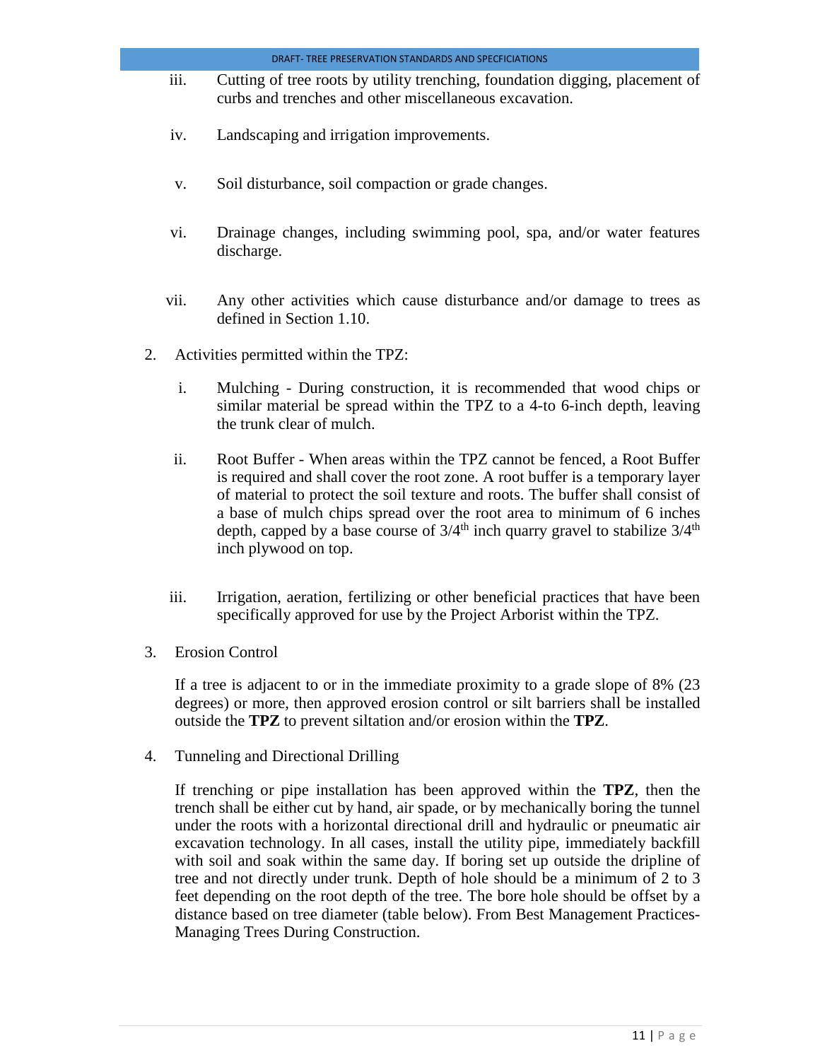iii. Cutting of tree roots by utility trenching, foundation digging, placement of curbs and trenches and other miscellaneous excavation.

iv. Landscaping and irrigation improvements.

v. Soil disturbance, soil compaction or grade changes.

vi. Drainage changes, including swimming pool, spa, and/or water features discharge.

vii. Any other activities which cause disturbance and/or damage to trees as defined in Section 1.10.

2. Activities permitted within the TPZ:

   i. Mulching - During construction, it is recommended that wood chips or similar material be spread within the TPZ to a 4-to 6-inch depth, leaving the trunk clear of mulch.

   ii. Root Buffer - When areas within the TPZ cannot be fenced, a Root Buffer is required and shall cover the root zone. A root buffer is a temporary layer of material to protect the soil texture and roots. The buffer shall consist of a base of mulch chips spread over the root area to minimum of 6 inches depth, capped by a base course of 3/4th inch quarry gravel to stabilize 3/4th inch plywood on top.

   iii. Irrigation, aeration, fertilizing or other beneficial practices that have been specifically approved for use by the Project Arborist within the TPZ.

3. Erosion Control

   If a tree is adjacent to or in the immediate proximity to a grade slope of 8% (23 degrees) or more, then approved erosion control or silt barriers shall be installed outside the **TPZ** to prevent siltation and/or erosion within the **TPZ**.

4. Tunneling and Directional Drilling

   If trenching or pipe installation has been approved within the **TPZ**, then the trench shall be either cut by hand, air spade, or by mechanically boring the tunnel under the roots with a horizontal directional drill and hydraulic or pneumatic air excavation technology. In all cases, install the utility pipe, immediately backfill with soil and soak within the same day. If boring set up outside the dripline of tree and not directly under trunk. Depth of hole should be a minimum of 2 to 3 feet depending on the root depth of the tree. The bore hole should be offset by a distance based on tree diameter (table below). From Best Management Practices-Managing Trees During Construction.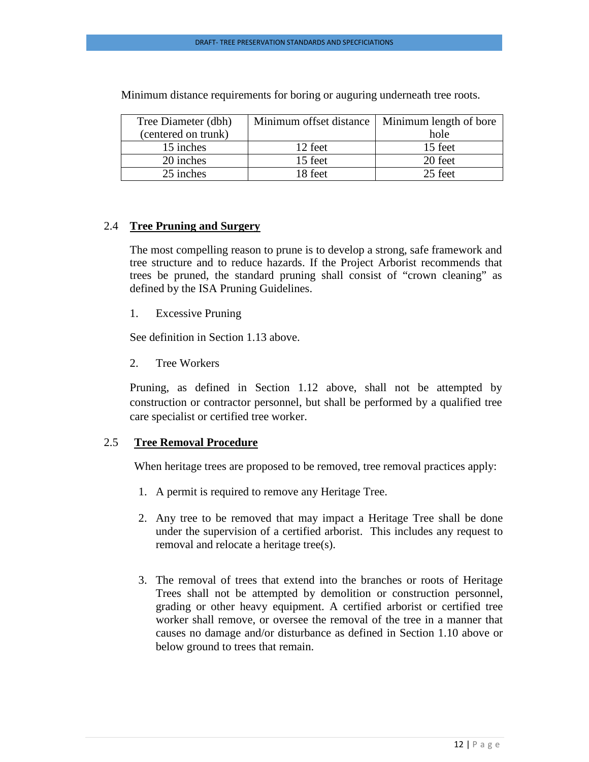Minimum distance requirements for boring or auguring underneath tree roots.

| Tree Diameter (dbh) (centered on trunk) | Minimum offset distance | Minimum length of bore hole |
|---|---|---|
| 15 inches | 12 feet | 15 feet |
| 20 inches | 15 feet | 20 feet |
| 25 inches | 18 feet | 25 feet |

## 2.4 **Tree Pruning and Surgery**

The most compelling reason to prune is to develop a strong, safe framework and tree structure and to reduce hazards. If the Project Arborist recommends that trees be pruned, the standard pruning shall consist of "crown cleaning" as defined by the ISA Pruning Guidelines.

1. Excessive Pruning

See definition in Section 1.13 above.

2. Tree Workers

Pruning, as defined in Section 1.12 above, shall not be attempted by construction or contractor personnel, but shall be performed by a qualified tree care specialist or certified tree worker.

## 2.5 **Tree Removal Procedure**

When heritage trees are proposed to be removed, tree removal practices apply:

1. A permit is required to remove any Heritage Tree.

2. Any tree to be removed that may impact a Heritage Tree shall be done under the supervision of a certified arborist. This includes any request to removal and relocate a heritage tree(s).

3. The removal of trees that extend into the branches or roots of Heritage Trees shall not be attempted by demolition or construction personnel, grading or other heavy equipment. A certified arborist or certified tree worker shall remove, or oversee the removal of the tree in a manner that causes no damage and/or disturbance as defined in Section 1.10 above or below ground to trees that remain.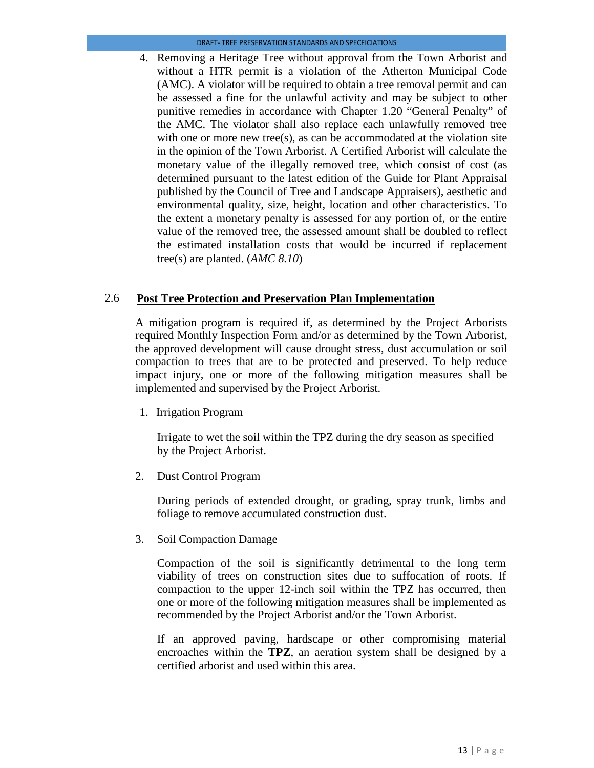4. Removing a Heritage Tree without approval from the Town Arborist and without a HTR permit is a violation of the Atherton Municipal Code (AMC). A violator will be required to obtain a tree removal permit and can be assessed a fine for the unlawful activity and may be subject to other punitive remedies in accordance with Chapter 1.20 "General Penalty" of the AMC. The violator shall also replace each unlawfully removed tree with one or more new tree(s), as can be accommodated at the violation site in the opinion of the Town Arborist. A Certified Arborist will calculate the monetary value of the illegally removed tree, which consist of cost (as determined pursuant to the latest edition of the Guide for Plant Appraisal published by the Council of Tree and Landscape Appraisers), aesthetic and environmental quality, size, height, location and other characteristics. To the extent a monetary penalty is assessed for any portion of, or the entire value of the removed tree, the assessed amount shall be doubled to reflect the estimated installation costs that would be incurred if replacement tree(s) are planted. (*AMC 8.10*)

## 2.6 **Post Tree Protection and Preservation Plan Implementation**

A mitigation program is required if, as determined by the Project Arborists required Monthly Inspection Form and/or as determined by the Town Arborist, the approved development will cause drought stress, dust accumulation or soil compaction to trees that are to be protected and preserved. To help reduce impact injury, one or more of the following mitigation measures shall be implemented and supervised by the Project Arborist.

1. Irrigation Program

   Irrigate to wet the soil within the TPZ during the dry season as specified by the Project Arborist.

2. Dust Control Program

   During periods of extended drought, or grading, spray trunk, limbs and foliage to remove accumulated construction dust.

3. Soil Compaction Damage

   Compaction of the soil is significantly detrimental to the long term viability of trees on construction sites due to suffocation of roots. If compaction to the upper 12-inch soil within the TPZ has occurred, then one or more of the following mitigation measures shall be implemented as recommended by the Project Arborist and/or the Town Arborist.

   If an approved paving, hardscape or other compromising material encroaches within the **TPZ**, an aeration system shall be designed by a certified arborist and used within this area.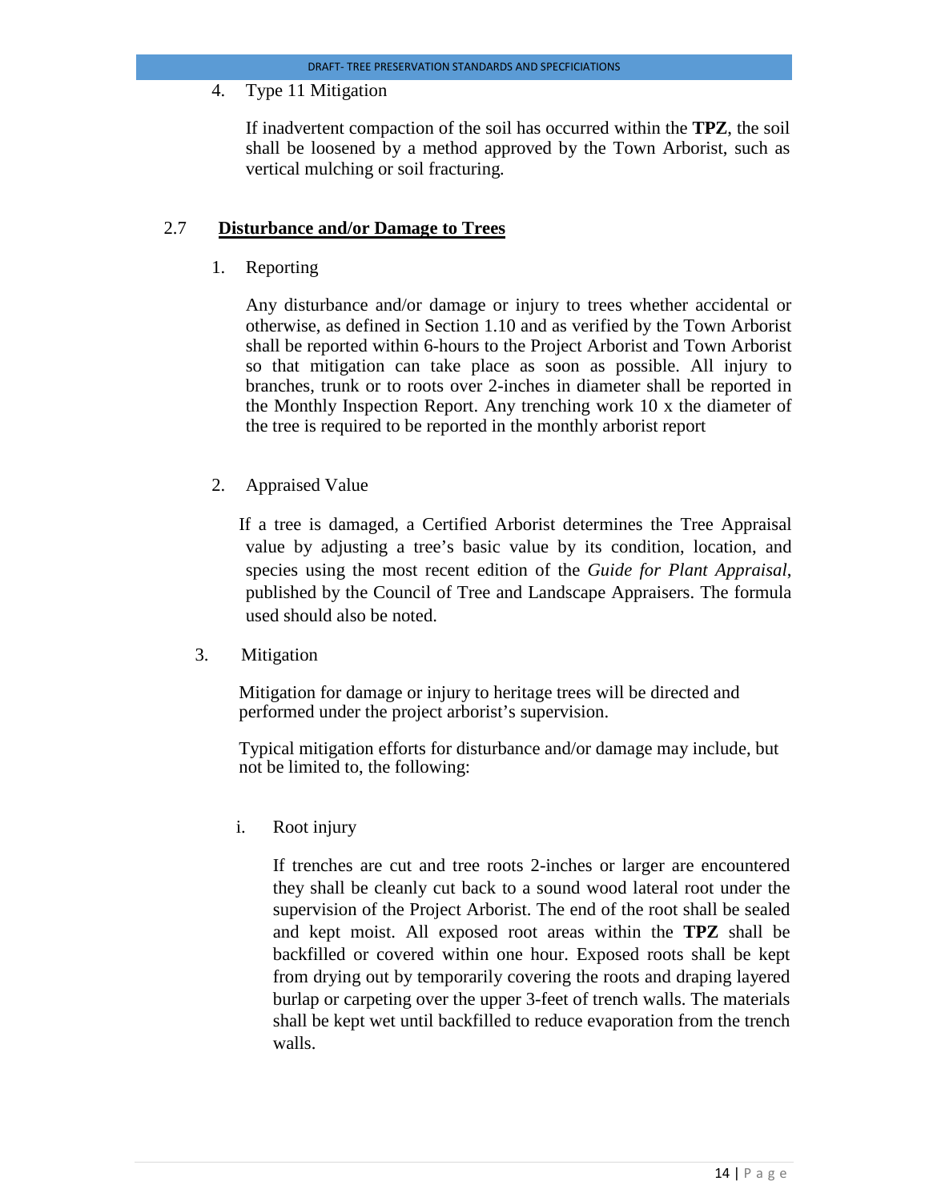4. Type 11 Mitigation

   If inadvertent compaction of the soil has occurred within the **TPZ**, the soil shall be loosened by a method approved by the Town Arborist, such as vertical mulching or soil fracturing.

## 2.7 Disturbance and/or Damage to Trees

1. Reporting

   Any disturbance and/or damage or injury to trees whether accidental or otherwise, as defined in Section 1.10 and as verified by the Town Arborist shall be reported within 6-hours to the Project Arborist and Town Arborist so that mitigation can take place as soon as possible. All injury to branches, trunk or to roots over 2-inches in diameter shall be reported in the Monthly Inspection Report. Any trenching work 10 x the diameter of the tree is required to be reported in the monthly arborist report

2. Appraised Value

   If a tree is damaged, a Certified Arborist determines the Tree Appraisal value by adjusting a tree's basic value by its condition, location, and species using the most recent edition of the *Guide for Plant Appraisal*, published by the Council of Tree and Landscape Appraisers. The formula used should also be noted.

3. Mitigation

   Mitigation for damage or injury to heritage trees will be directed and performed under the project arborist's supervision.

   Typical mitigation efforts for disturbance and/or damage may include, but not be limited to, the following:

   i. Root injury

      If trenches are cut and tree roots 2-inches or larger are encountered they shall be cleanly cut back to a sound wood lateral root under the supervision of the Project Arborist. The end of the root shall be sealed and kept moist. All exposed root areas within the **TPZ** shall be backfilled or covered within one hour. Exposed roots shall be kept from drying out by temporarily covering the roots and draping layered burlap or carpeting over the upper 3-feet of trench walls. The materials shall be kept wet until backfilled to reduce evaporation from the trench walls.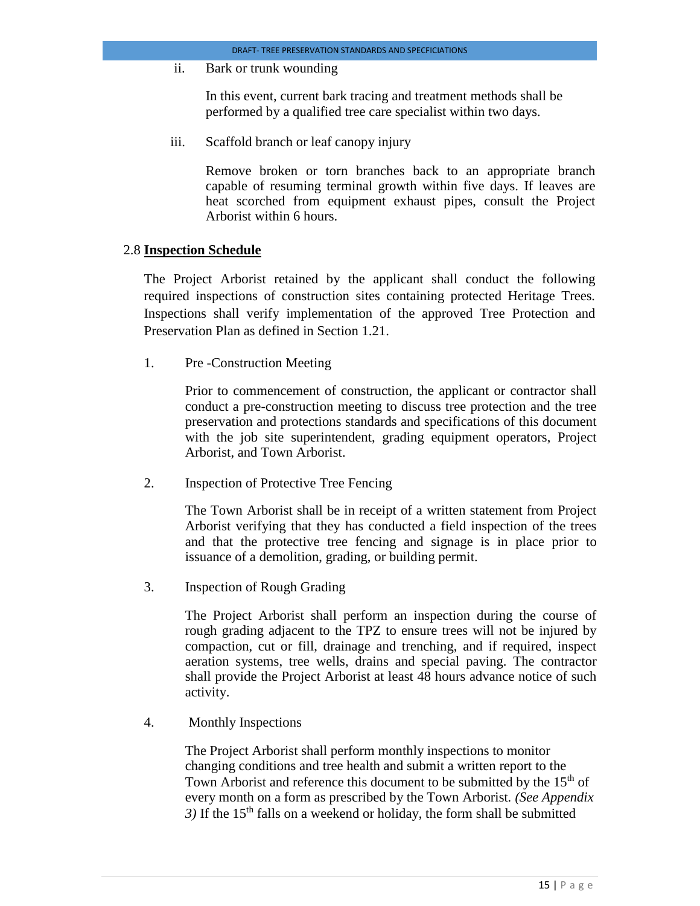ii. Bark or trunk wounding

In this event, current bark tracing and treatment methods shall be performed by a qualified tree care specialist within two days.

iii. Scaffold branch or leaf canopy injury

Remove broken or torn branches back to an appropriate branch capable of resuming terminal growth within five days. If leaves are heat scorched from equipment exhaust pipes, consult the Project Arborist within 6 hours.

## 2.8 **Inspection Schedule**

The Project Arborist retained by the applicant shall conduct the following required inspections of construction sites containing protected Heritage Trees. Inspections shall verify implementation of the approved Tree Protection and Preservation Plan as defined in Section 1.21.

1. Pre -Construction Meeting

   Prior to commencement of construction, the applicant or contractor shall conduct a pre-construction meeting to discuss tree protection and the tree preservation and protections standards and specifications of this document with the job site superintendent, grading equipment operators, Project Arborist, and Town Arborist.

2. Inspection of Protective Tree Fencing

   The Town Arborist shall be in receipt of a written statement from Project Arborist verifying that they has conducted a field inspection of the trees and that the protective tree fencing and signage is in place prior to issuance of a demolition, grading, or building permit.

3. Inspection of Rough Grading

   The Project Arborist shall perform an inspection during the course of rough grading adjacent to the TPZ to ensure trees will not be injured by compaction, cut or fill, drainage and trenching, and if required, inspect aeration systems, tree wells, drains and special paving. The contractor shall provide the Project Arborist at least 48 hours advance notice of such activity.

4. Monthly Inspections

   The Project Arborist shall perform monthly inspections to monitor changing conditions and tree health and submit a written report to the Town Arborist and reference this document to be submitted by the 15th of every month on a form as prescribed by the Town Arborist. *(See Appendix 3)* If the 15th falls on a weekend or holiday, the form shall be submitted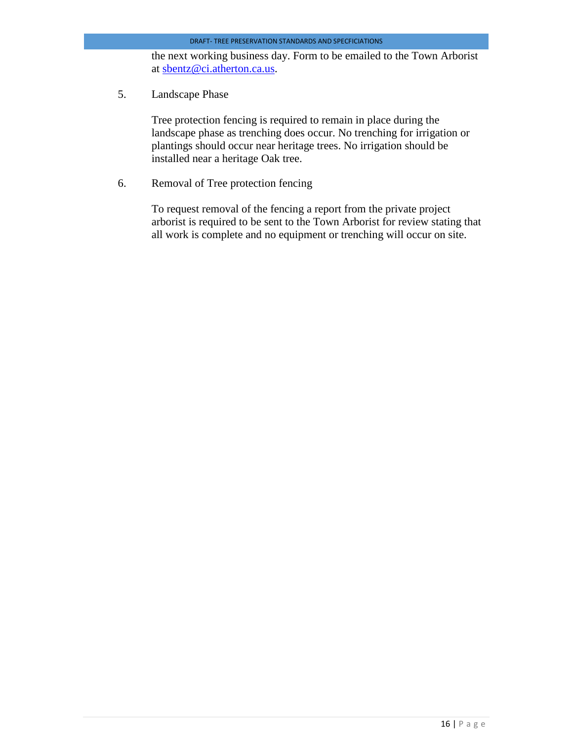the next working business day. Form to be emailed to the Town Arborist at sbentz@ci.atherton.ca.us.

5. Landscape Phase

   Tree protection fencing is required to remain in place during the landscape phase as trenching does occur. No trenching for irrigation or plantings should occur near heritage trees. No irrigation should be installed near a heritage Oak tree.

6. Removal of Tree protection fencing

   To request removal of the fencing a report from the private project arborist is required to be sent to the Town Arborist for review stating that all work is complete and no equipment or trenching will occur on site.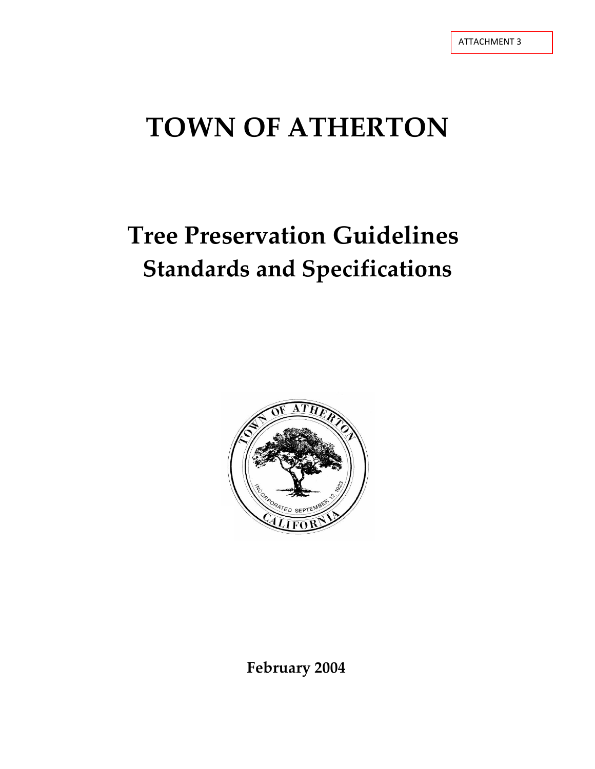ATTACHMENT 3

# TOWN OF ATHERTON

# Tree Preservation Guidelines

## Standards and Specifications

**February 2004**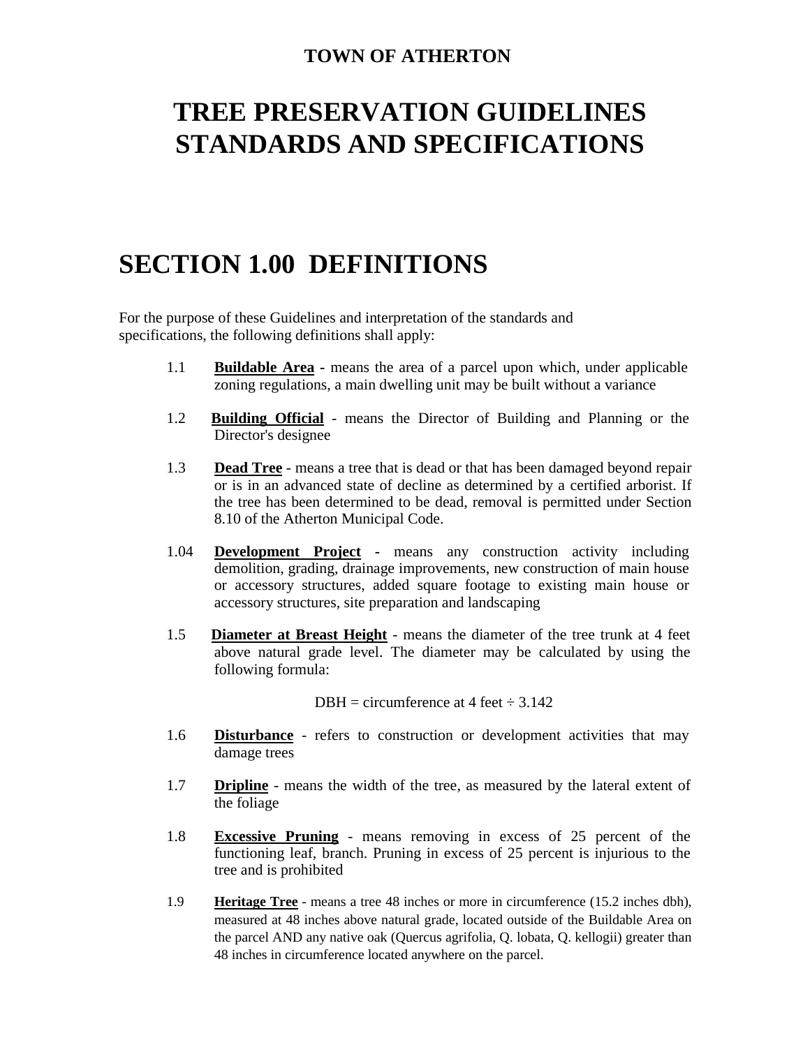**TOWN OF ATHERTON**

# TREE PRESERVATION GUIDELINES STANDARDS AND SPECIFICATIONS

## SECTION 1.00 DEFINITIONS

For the purpose of these Guidelines and interpretation of the standards and specifications, the following definitions shall apply:

1.1 **Buildable Area** - means the area of a parcel upon which, under applicable zoning regulations, a main dwelling unit may be built without a variance

1.2 **Building Official** - means the Director of Building and Planning or the Director's designee

1.3 **Dead Tree** - means a tree that is dead or that has been damaged beyond repair or is in an advanced state of decline as determined by a certified arborist. If the tree has been determined to be dead, removal is permitted under Section 8.10 of the Atherton Municipal Code.

1.04 **Development Project** - means any construction activity including demolition, grading, drainage improvements, new construction of main house or accessory structures, added square footage to existing main house or accessory structures, site preparation and landscaping

1.5 **Diameter at Breast Height** - means the diameter of the tree trunk at 4 feet above natural grade level. The diameter may be calculated by using the following formula:

$$DBH = \text{circumference at 4 feet} \div 3.142$$

1.6 **Disturbance** - refers to construction or development activities that may damage trees

1.7 **Dripline** - means the width of the tree, as measured by the lateral extent of the foliage

1.8 **Excessive Pruning** - means removing in excess of 25 percent of the functioning leaf, branch. Pruning in excess of 25 percent is injurious to the tree and is prohibited

1.9 **Heritage Tree** - means a tree 48 inches or more in circumference (15.2 inches dbh), measured at 48 inches above natural grade, located outside of the Buildable Area on the parcel AND any native oak (Quercus agrifolia, Q. lobata, Q. kellogii) greater than 48 inches in circumference located anywhere on the parcel.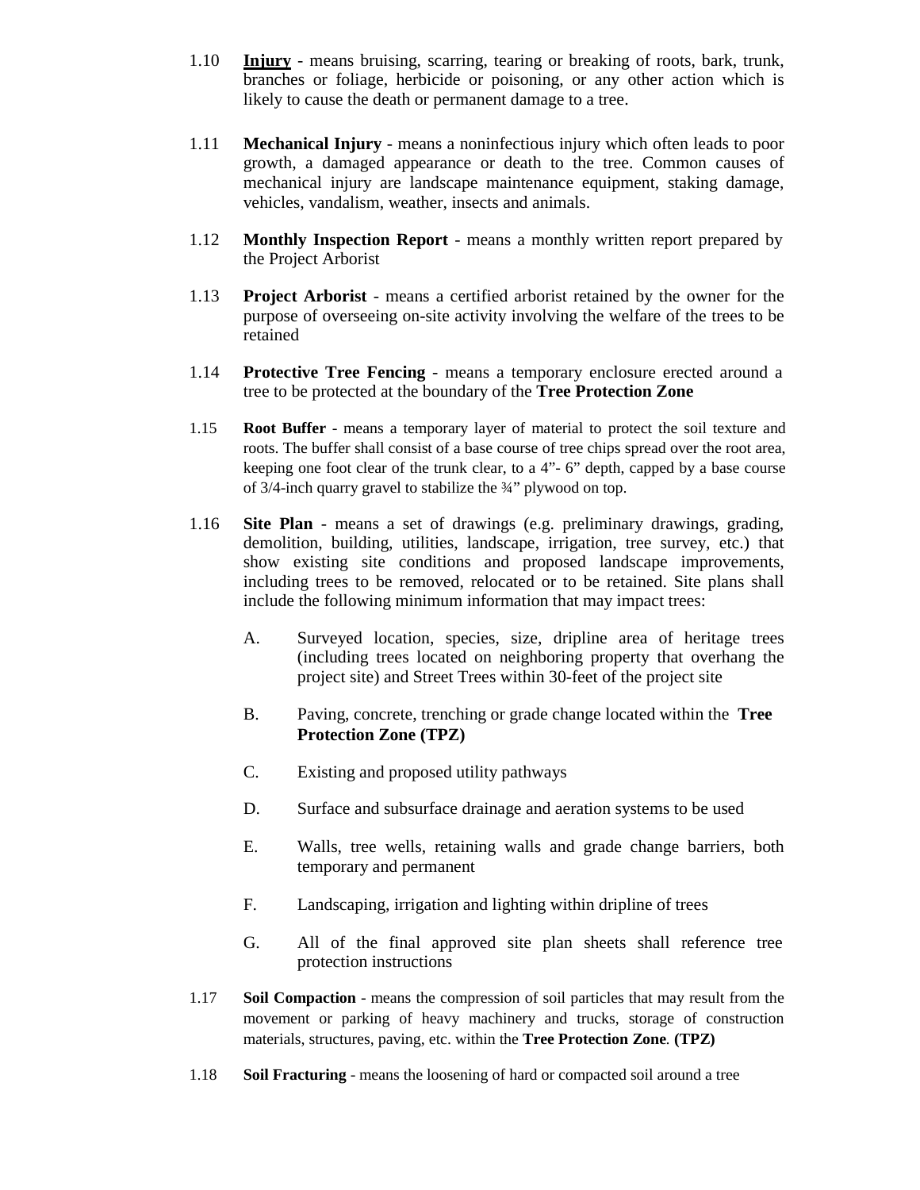1.10 **Injury** - means bruising, scarring, tearing or breaking of roots, bark, trunk, branches or foliage, herbicide or poisoning, or any other action which is likely to cause the death or permanent damage to a tree.

1.11 **Mechanical Injury** - means a noninfectious injury which often leads to poor growth, a damaged appearance or death to the tree. Common causes of mechanical injury are landscape maintenance equipment, staking damage, vehicles, vandalism, weather, insects and animals.

1.12 **Monthly Inspection Report** - means a monthly written report prepared by the Project Arborist

1.13 **Project Arborist** - means a certified arborist retained by the owner for the purpose of overseeing on-site activity involving the welfare of the trees to be retained

1.14 **Protective Tree Fencing** - means a temporary enclosure erected around a tree to be protected at the boundary of the **Tree Protection Zone**

1.15 **Root Buffer** - means a temporary layer of material to protect the soil texture and roots. The buffer shall consist of a base course of tree chips spread over the root area, keeping one foot clear of the trunk clear, to a 4"- 6" depth, capped by a base course of 3/4-inch quarry gravel to stabilize the ¾" plywood on top.

1.16 **Site Plan** - means a set of drawings (e.g. preliminary drawings, grading, demolition, building, utilities, landscape, irrigation, tree survey, etc.) that show existing site conditions and proposed landscape improvements, including trees to be removed, relocated or to be retained. Site plans shall include the following minimum information that may impact trees:

A. Surveyed location, species, size, dripline area of heritage trees (including trees located on neighboring property that overhang the project site) and Street Trees within 30-feet of the project site

B. Paving, concrete, trenching or grade change located within the **Tree Protection Zone (TPZ)**

C. Existing and proposed utility pathways

D. Surface and subsurface drainage and aeration systems to be used

E. Walls, tree wells, retaining walls and grade change barriers, both temporary and permanent

F. Landscaping, irrigation and lighting within dripline of trees

G. All of the final approved site plan sheets shall reference tree protection instructions

1.17 **Soil Compaction** - means the compression of soil particles that may result from the movement or parking of heavy machinery and trucks, storage of construction materials, structures, paving, etc. within the **Tree Protection Zone. (TPZ)**

1.18 **Soil Fracturing** - means the loosening of hard or compacted soil around a tree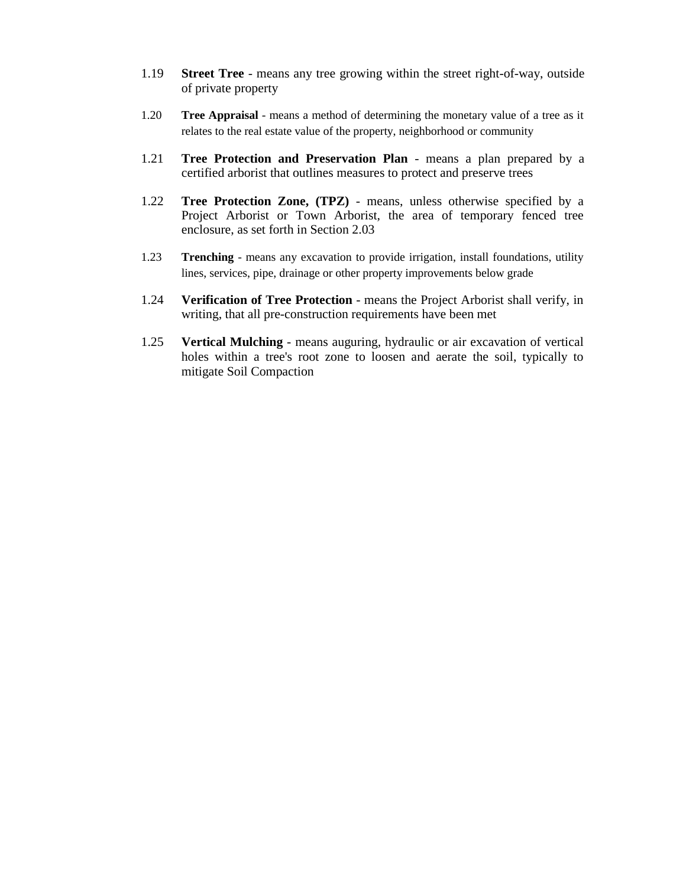1.19 **Street Tree** - means any tree growing within the street right-of-way, outside of private property

1.20 **Tree Appraisal** - means a method of determining the monetary value of a tree as it relates to the real estate value of the property, neighborhood or community

1.21 **Tree Protection and Preservation Plan** - means a plan prepared by a certified arborist that outlines measures to protect and preserve trees

1.22 **Tree Protection Zone, (TPZ)** - means, unless otherwise specified by a Project Arborist or Town Arborist, the area of temporary fenced tree enclosure, as set forth in Section 2.03

1.23 **Trenching** - means any excavation to provide irrigation, install foundations, utility lines, services, pipe, drainage or other property improvements below grade

1.24 **Verification of Tree Protection** - means the Project Arborist shall verify, in writing, that all pre-construction requirements have been met

1.25 **Vertical Mulching** - means auguring, hydraulic or air excavation of vertical holes within a tree's root zone to loosen and aerate the soil, typically to mitigate Soil Compaction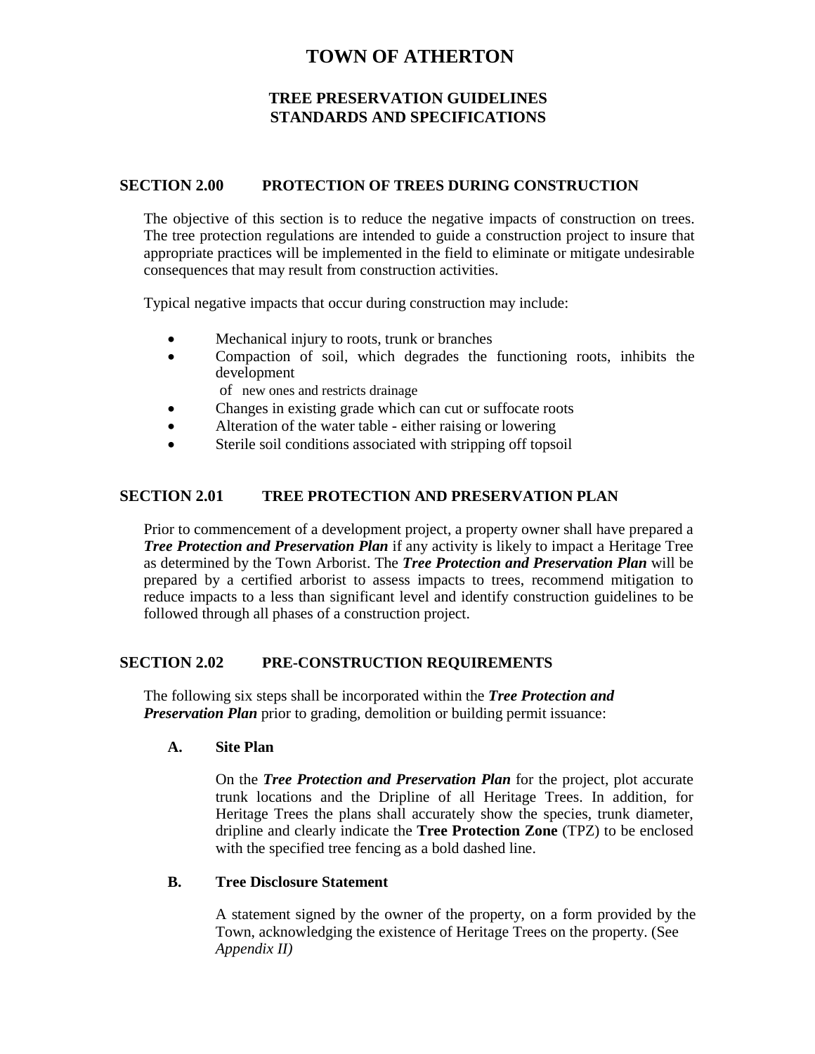# TOWN OF ATHERTON

## TREE PRESERVATION GUIDELINES
## STANDARDS AND SPECIFICATIONS

### SECTION 2.00 PROTECTION OF TREES DURING CONSTRUCTION

The objective of this section is to reduce the negative impacts of construction on trees. The tree protection regulations are intended to guide a construction project to insure that appropriate practices will be implemented in the field to eliminate or mitigate undesirable consequences that may result from construction activities.

Typical negative impacts that occur during construction may include:

- Mechanical injury to roots, trunk or branches
- Compaction of soil, which degrades the functioning roots, inhibits the development of new ones and restricts drainage
- Changes in existing grade which can cut or suffocate roots
- Alteration of the water table - either raising or lowering
- Sterile soil conditions associated with stripping off topsoil

### SECTION 2.01 TREE PROTECTION AND PRESERVATION PLAN

Prior to commencement of a development project, a property owner shall have prepared a ***Tree Protection and Preservation Plan*** if any activity is likely to impact a Heritage Tree as determined by the Town Arborist. The ***Tree Protection and Preservation Plan*** will be prepared by a certified arborist to assess impacts to trees, recommend mitigation to reduce impacts to a less than significant level and identify construction guidelines to be followed through all phases of a construction project.

### SECTION 2.02 PRE-CONSTRUCTION REQUIREMENTS

The following six steps shall be incorporated within the ***Tree Protection and Preservation Plan*** prior to grading, demolition or building permit issuance:

**A. Site Plan**

On the ***Tree Protection and Preservation Plan*** for the project, plot accurate trunk locations and the Dripline of all Heritage Trees. In addition, for Heritage Trees the plans shall accurately show the species, trunk diameter, dripline and clearly indicate the **Tree Protection Zone** (TPZ) to be enclosed with the specified tree fencing as a bold dashed line.

**B. Tree Disclosure Statement**

A statement signed by the owner of the property, on a form provided by the Town, acknowledging the existence of Heritage Trees on the property. (See *Appendix II)*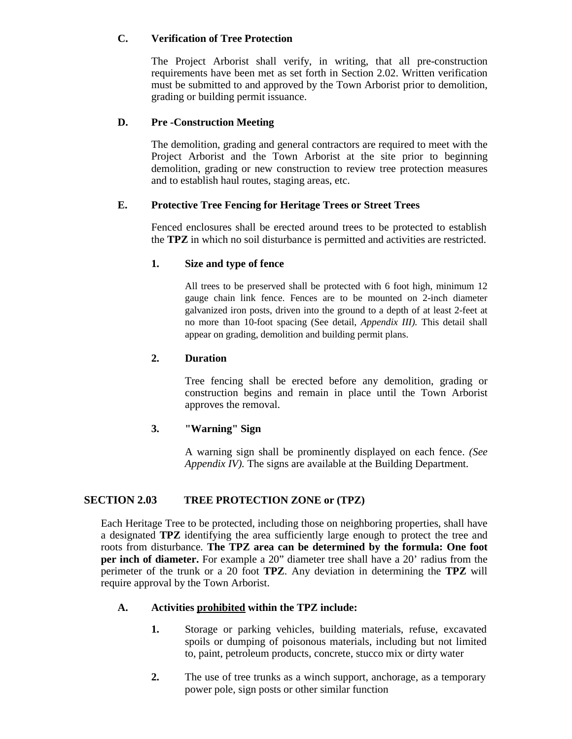### C. Verification of Tree Protection

The Project Arborist shall verify, in writing, that all pre-construction requirements have been met as set forth in Section 2.02. Written verification must be submitted to and approved by the Town Arborist prior to demolition, grading or building permit issuance.

### D. Pre -Construction Meeting

The demolition, grading and general contractors are required to meet with the Project Arborist and the Town Arborist at the site prior to beginning demolition, grading or new construction to review tree protection measures and to establish haul routes, staging areas, etc.

### E. Protective Tree Fencing for Heritage Trees or Street Trees

Fenced enclosures shall be erected around trees to be protected to establish the **TPZ** in which no soil disturbance is permitted and activities are restricted.

#### 1. Size and type of fence

All trees to be preserved shall be protected with 6 foot high, minimum 12 gauge chain link fence. Fences are to be mounted on 2-inch diameter galvanized iron posts, driven into the ground to a depth of at least 2-feet at no more than 10-foot spacing (See detail, *Appendix III).* This detail shall appear on grading, demolition and building permit plans.

#### 2. Duration

Tree fencing shall be erected before any demolition, grading or construction begins and remain in place until the Town Arborist approves the removal.

#### 3. "Warning" Sign

A warning sign shall be prominently displayed on each fence. *(See Appendix IV).* The signs are available at the Building Department.

## SECTION 2.03 TREE PROTECTION ZONE or (TPZ)

Each Heritage Tree to be protected, including those on neighboring properties, shall have a designated **TPZ** identifying the area sufficiently large enough to protect the tree and roots from disturbance. **The TPZ area can be determined by the formula: One foot per inch of diameter.** For example a 20" diameter tree shall have a 20' radius from the perimeter of the trunk or a 20 foot **TPZ**. Any deviation in determining the **TPZ** will require approval by the Town Arborist.

### A. Activities prohibited within the TPZ include:

1. Storage or parking vehicles, building materials, refuse, excavated spoils or dumping of poisonous materials, including but not limited to, paint, petroleum products, concrete, stucco mix or dirty water

2. The use of tree trunks as a winch support, anchorage, as a temporary power pole, sign posts or other similar function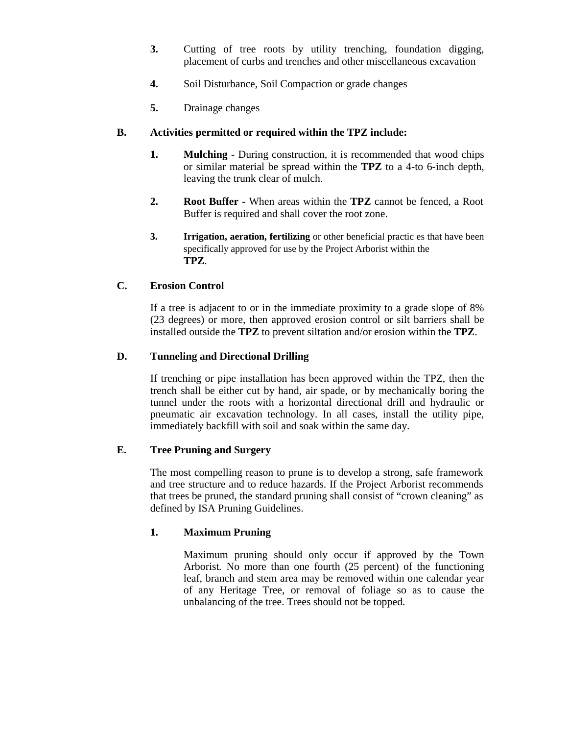3. Cutting of tree roots by utility trenching, foundation digging, placement of curbs and trenches and other miscellaneous excavation

4. Soil Disturbance, Soil Compaction or grade changes

5. Drainage changes

**B. Activities permitted or required within the TPZ include:**

1. **Mulching -** During construction, it is recommended that wood chips or similar material be spread within the **TPZ** to a 4-to 6-inch depth, leaving the trunk clear of mulch.

2. **Root Buffer -** When areas within the **TPZ** cannot be fenced, a Root Buffer is required and shall cover the root zone.

3. **Irrigation, aeration, fertilizing** or other beneficial practic es that have been specifically approved for use by the Project Arborist within the **TPZ**.

**C. Erosion Control**

If a tree is adjacent to or in the immediate proximity to a grade slope of 8% (23 degrees) or more, then approved erosion control or silt barriers shall be installed outside the **TPZ** to prevent siltation and/or erosion within the **TPZ**.

**D. Tunneling and Directional Drilling**

If trenching or pipe installation has been approved within the TPZ, then the trench shall be either cut by hand, air spade, or by mechanically boring the tunnel under the roots with a horizontal directional drill and hydraulic or pneumatic air excavation technology. In all cases, install the utility pipe, immediately backfill with soil and soak within the same day.

**E. Tree Pruning and Surgery**

The most compelling reason to prune is to develop a strong, safe framework and tree structure and to reduce hazards. If the Project Arborist recommends that trees be pruned, the standard pruning shall consist of "crown cleaning" as defined by ISA Pruning Guidelines.

**1. Maximum Pruning**

Maximum pruning should only occur if approved by the Town Arborist. No more than one fourth (25 percent) of the functioning leaf, branch and stem area may be removed within one calendar year of any Heritage Tree, or removal of foliage so as to cause the unbalancing of the tree. Trees should not be topped.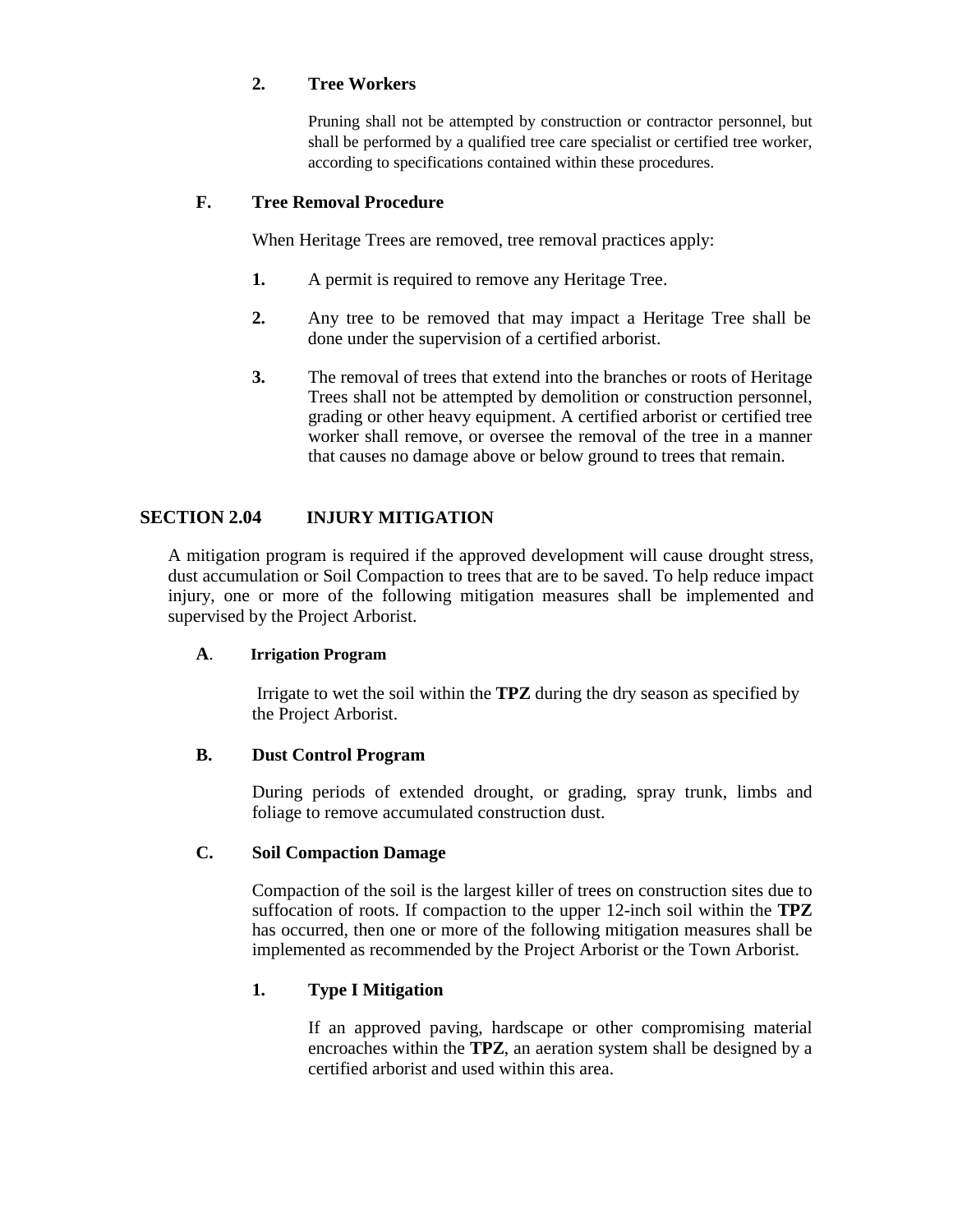#### 2. Tree Workers

Pruning shall not be attempted by construction or contractor personnel, but shall be performed by a qualified tree care specialist or certified tree worker, according to specifications contained within these procedures.

### F. Tree Removal Procedure

When Heritage Trees are removed, tree removal practices apply:

1. A permit is required to remove any Heritage Tree.
2. Any tree to be removed that may impact a Heritage Tree shall be done under the supervision of a certified arborist.
3. The removal of trees that extend into the branches or roots of Heritage Trees shall not be attempted by demolition or construction personnel, grading or other heavy equipment. A certified arborist or certified tree worker shall remove, or oversee the removal of the tree in a manner that causes no damage above or below ground to trees that remain.

## SECTION 2.04 INJURY MITIGATION

A mitigation program is required if the approved development will cause drought stress, dust accumulation or Soil Compaction to trees that are to be saved. To help reduce impact injury, one or more of the following mitigation measures shall be implemented and supervised by the Project Arborist.

### A. Irrigation Program

Irrigate to wet the soil within the **TPZ** during the dry season as specified by the Project Arborist.

### B. Dust Control Program

During periods of extended drought, or grading, spray trunk, limbs and foliage to remove accumulated construction dust.

### C. Soil Compaction Damage

Compaction of the soil is the largest killer of trees on construction sites due to suffocation of roots. If compaction to the upper 12-inch soil within the **TPZ** has occurred, then one or more of the following mitigation measures shall be implemented as recommended by the Project Arborist or the Town Arborist.

#### 1. Type I Mitigation

If an approved paving, hardscape or other compromising material encroaches within the **TPZ**, an aeration system shall be designed by a certified arborist and used within this area.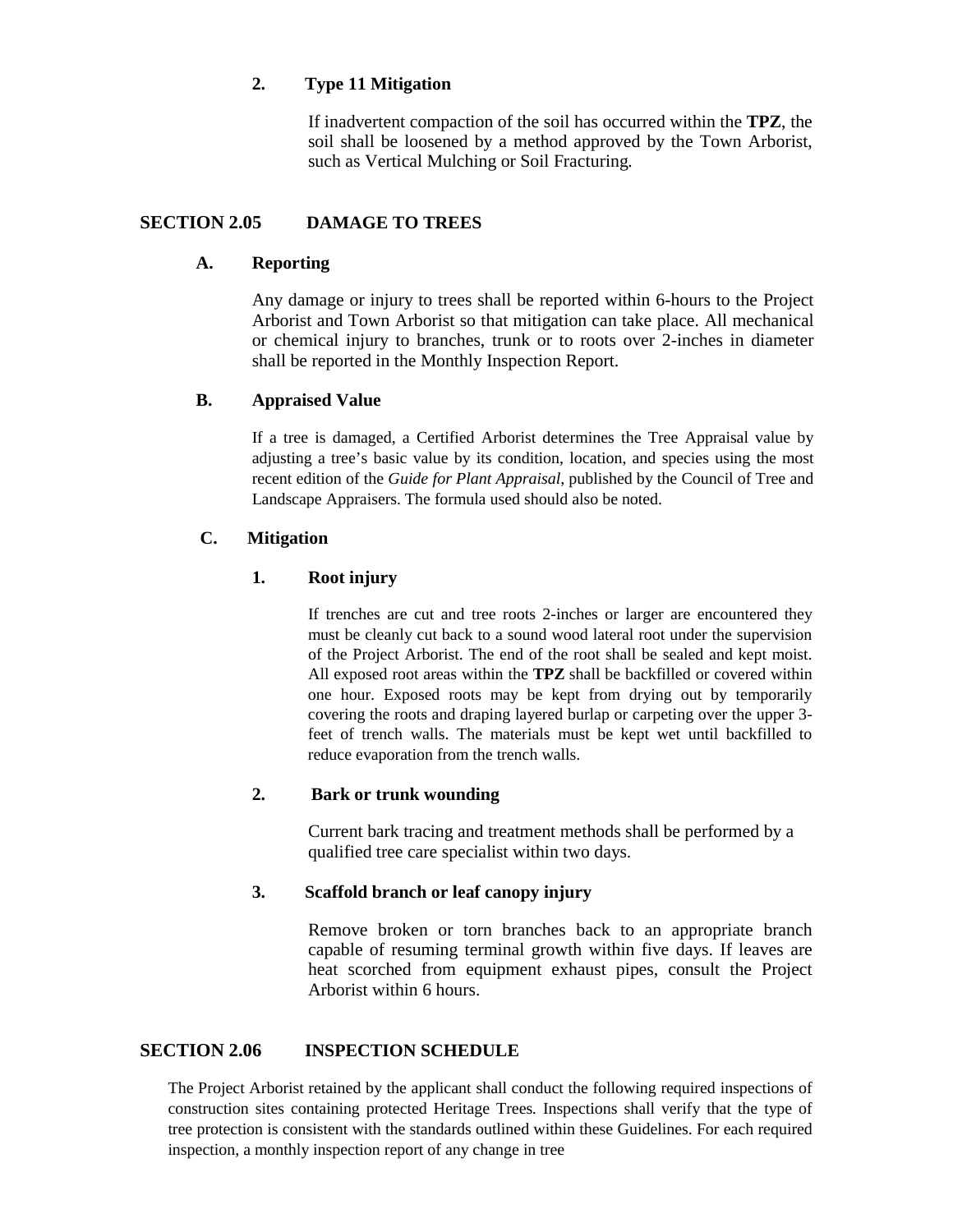#### 2. Type 11 Mitigation

If inadvertent compaction of the soil has occurred within the **TPZ**, the soil shall be loosened by a method approved by the Town Arborist, such as Vertical Mulching or Soil Fracturing.

## SECTION 2.05 DAMAGE TO TREES

### A. Reporting

Any damage or injury to trees shall be reported within 6-hours to the Project Arborist and Town Arborist so that mitigation can take place. All mechanical or chemical injury to branches, trunk or to roots over 2-inches in diameter shall be reported in the Monthly Inspection Report.

### B. Appraised Value

If a tree is damaged, a Certified Arborist determines the Tree Appraisal value by adjusting a tree's basic value by its condition, location, and species using the most recent edition of the *Guide for Plant Appraisal*, published by the Council of Tree and Landscape Appraisers. The formula used should also be noted.

### C. Mitigation

#### 1. Root injury

If trenches are cut and tree roots 2-inches or larger are encountered they must be cleanly cut back to a sound wood lateral root under the supervision of the Project Arborist. The end of the root shall be sealed and kept moist. All exposed root areas within the **TPZ** shall be backfilled or covered within one hour. Exposed roots may be kept from drying out by temporarily covering the roots and draping layered burlap or carpeting over the upper 3-feet of trench walls. The materials must be kept wet until backfilled to reduce evaporation from the trench walls.

#### 2. Bark or trunk wounding

Current bark tracing and treatment methods shall be performed by a qualified tree care specialist within two days.

#### 3. Scaffold branch or leaf canopy injury

Remove broken or torn branches back to an appropriate branch capable of resuming terminal growth within five days. If leaves are heat scorched from equipment exhaust pipes, consult the Project Arborist within 6 hours.

## SECTION 2.06 INSPECTION SCHEDULE

The Project Arborist retained by the applicant shall conduct the following required inspections of construction sites containing protected Heritage Trees. Inspections shall verify that the type of tree protection is consistent with the standards outlined within these Guidelines. For each required inspection, a monthly inspection report of any change in tree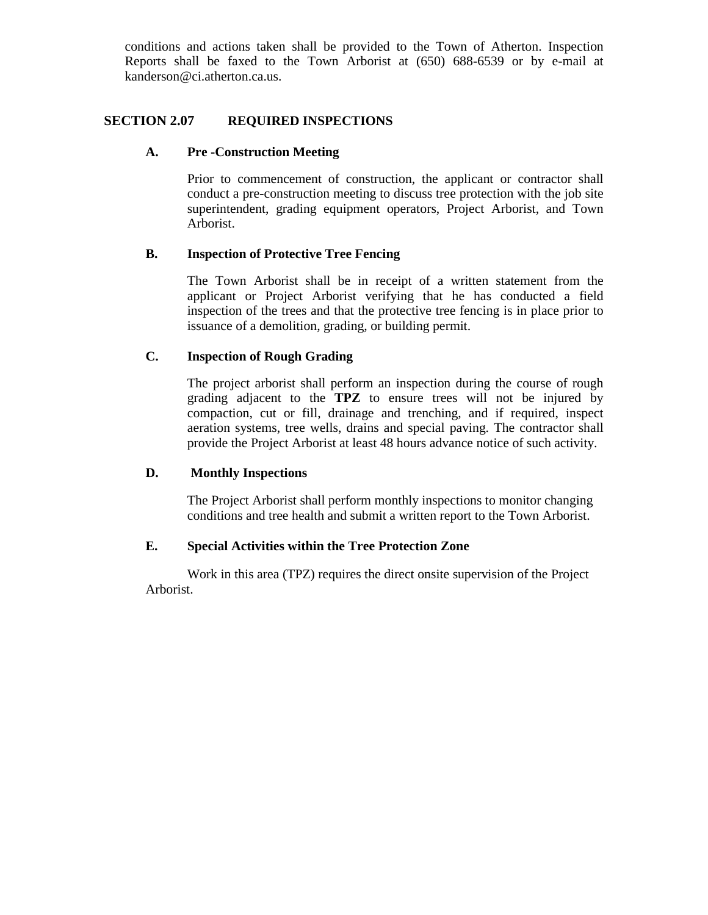conditions and actions taken shall be provided to the Town of Atherton. Inspection Reports shall be faxed to the Town Arborist at (650) 688-6539 or by e-mail at kanderson@ci.atherton.ca.us.

## SECTION 2.07 REQUIRED INSPECTIONS

### A. Pre -Construction Meeting

Prior to commencement of construction, the applicant or contractor shall conduct a pre-construction meeting to discuss tree protection with the job site superintendent, grading equipment operators, Project Arborist, and Town Arborist.

### B. Inspection of Protective Tree Fencing

The Town Arborist shall be in receipt of a written statement from the applicant or Project Arborist verifying that he has conducted a field inspection of the trees and that the protective tree fencing is in place prior to issuance of a demolition, grading, or building permit.

### C. Inspection of Rough Grading

The project arborist shall perform an inspection during the course of rough grading adjacent to the **TPZ** to ensure trees will not be injured by compaction, cut or fill, drainage and trenching, and if required, inspect aeration systems, tree wells, drains and special paving. The contractor shall provide the Project Arborist at least 48 hours advance notice of such activity.

### D. Monthly Inspections

The Project Arborist shall perform monthly inspections to monitor changing conditions and tree health and submit a written report to the Town Arborist.

### E. Special Activities within the Tree Protection Zone

Work in this area (TPZ) requires the direct onsite supervision of the Project Arborist.